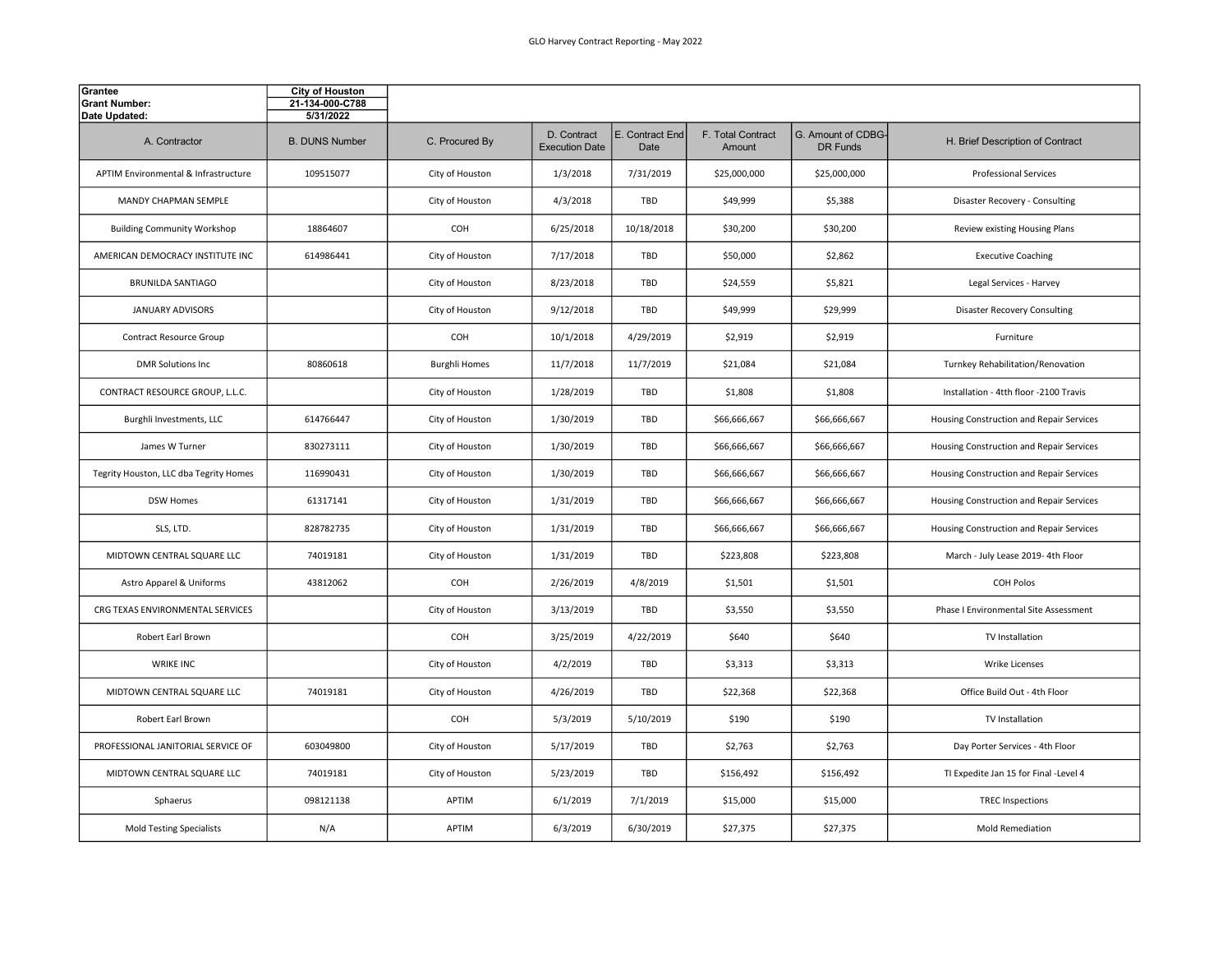GLO Harvey Contract Reporting - May 2022

| Grantee | City of Houston | | | | | | |
|---|---|---|---|---|---|---|---|
| Grant Number: | 21-134-000-C788 | | | | | | |
| Date Updated: | 5/31/2022 | | | | | | |
| A. Contractor | B. DUNS Number | C. Procured By | D. Contract Execution Date | E. Contract End Date | F. Total Contract Amount | G. Amount of CDBG-DR Funds | H. Brief Description of Contract |
| APTIM Environmental & Infrastructure | 109515077 | City of Houston | 1/3/2018 | 7/31/2019 | $25,000,000 | $25,000,000 | Professional Services |
| MANDY CHAPMAN SEMPLE | | City of Houston | 4/3/2018 | TBD | $49,999 | $5,388 | Disaster Recovery - Consulting |
| Building Community Workshop | 18864607 | COH | 6/25/2018 | 10/18/2018 | $30,200 | $30,200 | Review existing Housing Plans |
| AMERICAN DEMOCRACY INSTITUTE INC | 614986441 | City of Houston | 7/17/2018 | TBD | $50,000 | $2,862 | Executive Coaching |
| BRUNILDA SANTIAGO | | City of Houston | 8/23/2018 | TBD | $24,559 | $5,821 | Legal Services - Harvey |
| JANUARY ADVISORS | | City of Houston | 9/12/2018 | TBD | $49,999 | $29,999 | Disaster Recovery Consulting |
| Contract Resource Group | | COH | 10/1/2018 | 4/29/2019 | $2,919 | $2,919 | Furniture |
| DMR Solutions Inc | 80860618 | Burghli Homes | 11/7/2018 | 11/7/2019 | $21,084 | $21,084 | Turnkey Rehabilitation/Renovation |
| CONTRACT RESOURCE GROUP, L.L.C. | | City of Houston | 1/28/2019 | TBD | $1,808 | $1,808 | Installation - 4tth floor -2100 Travis |
| Burghli Investments, LLC | 614766447 | City of Houston | 1/30/2019 | TBD | $66,666,667 | $66,666,667 | Housing Construction and Repair Services |
| James W Turner | 830273111 | City of Houston | 1/30/2019 | TBD | $66,666,667 | $66,666,667 | Housing Construction and Repair Services |
| Tegrity Houston, LLC dba Tegrity Homes | 116990431 | City of Houston | 1/30/2019 | TBD | $66,666,667 | $66,666,667 | Housing Construction and Repair Services |
| DSW Homes | 61317141 | City of Houston | 1/31/2019 | TBD | $66,666,667 | $66,666,667 | Housing Construction and Repair Services |
| SLS, LTD. | 828782735 | City of Houston | 1/31/2019 | TBD | $66,666,667 | $66,666,667 | Housing Construction and Repair Services |
| MIDTOWN CENTRAL SQUARE LLC | 74019181 | City of Houston | 1/31/2019 | TBD | $223,808 | $223,808 | March - July Lease 2019- 4th Floor |
| Astro Apparel & Uniforms | 43812062 | COH | 2/26/2019 | 4/8/2019 | $1,501 | $1,501 | COH Polos |
| CRG TEXAS ENVIRONMENTAL SERVICES | | City of Houston | 3/13/2019 | TBD | $3,550 | $3,550 | Phase I Environmental Site Assessment |
| Robert Earl Brown | | COH | 3/25/2019 | 4/22/2019 | $640 | $640 | TV Installation |
| WRIKE INC | | City of Houston | 4/2/2019 | TBD | $3,313 | $3,313 | Wrike Licenses |
| MIDTOWN CENTRAL SQUARE LLC | 74019181 | City of Houston | 4/26/2019 | TBD | $22,368 | $22,368 | Office Build Out - 4th Floor |
| Robert Earl Brown | | COH | 5/3/2019 | 5/10/2019 | $190 | $190 | TV Installation |
| PROFESSIONAL JANITORIAL SERVICE OF | 603049800 | City of Houston | 5/17/2019 | TBD | $2,763 | $2,763 | Day Porter Services - 4th Floor |
| MIDTOWN CENTRAL SQUARE LLC | 74019181 | City of Houston | 5/23/2019 | TBD | $156,492 | $156,492 | TI Expedite Jan 15 for Final -Level 4 |
| Sphaerus | 098121138 | APTIM | 6/1/2019 | 7/1/2019 | $15,000 | $15,000 | TREC Inspections |
| Mold Testing Specialists | N/A | APTIM | 6/3/2019 | 6/30/2019 | $27,375 | $27,375 | Mold Remediation |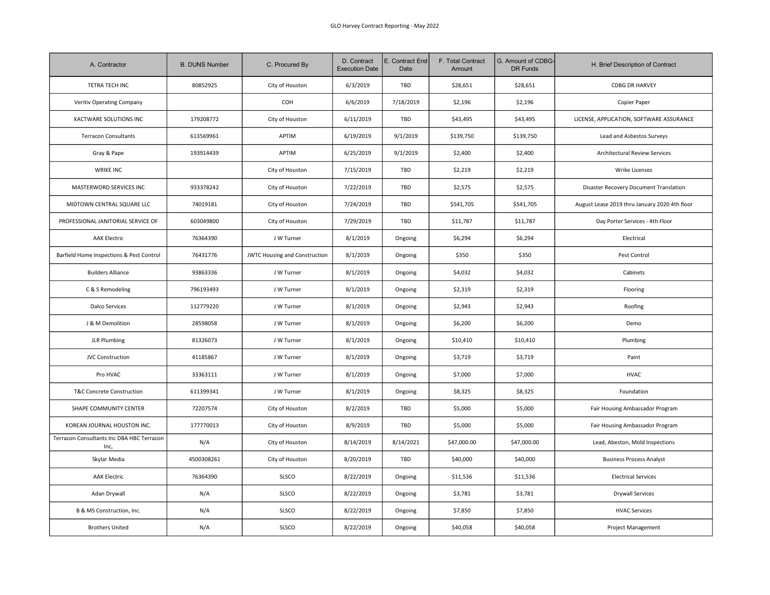| A. Contractor | B. DUNS Number | C. Procured By | D. Contract Execution Date | E. Contract End Date | F. Total Contract Amount | G. Amount of CDBG-DR Funds | H. Brief Description of Contract |
|---|---|---|---|---|---|---|---|
| TETRA TECH INC | 80852925 | City of Houston | 6/3/2019 | TBD | $28,651 | $28,651 | CDBG DR HARVEY |
| Veritiv Operating Company | | COH | 6/6/2019 | 7/18/2019 | $2,196 | $2,196 | Copier Paper |
| XACTWARE SOLUTIONS INC | 179208772 | City of Houston | 6/11/2019 | TBD | $43,495 | $43,495 | LICENSE, APPLICATION, SOFTWARE ASSURANCE |
| Terracon Consultants | 613569961 | APTIM | 6/19/2019 | 9/1/2019 | $139,750 | $139,750 | Lead and Asbestos Surveys |
| Gray & Pape | 193914439 | APTIM | 6/25/2019 | 9/1/2019 | $2,400 | $2,400 | Architectural Review Services |
| WRIKE INC | | City of Houston | 7/15/2019 | TBD | $2,219 | $2,219 | Wrike Licenses |
| MASTERWORD SERVICES INC | 933378242 | City of Houston | 7/22/2019 | TBD | $2,575 | $2,575 | Disaster Recovery Document Translation |
| MIDTOWN CENTRAL SQUARE LLC | 74019181 | City of Houston | 7/24/2019 | TBD | $541,705 | $541,705 | August Lease 2019 thru January 2020 4th floor |
| PROFESSIONAL JANITORIAL SERVICE OF | 603049800 | City of Houston | 7/29/2019 | TBD | $11,787 | $11,787 | Day Porter Services - 4th Floor |
| AAK Electric | 76364390 | J W Turner | 8/1/2019 | Ongoing | $6,294 | $6,294 | Electrical |
| Barfield Home Inspections & Pest Control | 76431776 | JWTC Housing and Construction | 8/1/2019 | Ongoing | $350 | $350 | Pest Control |
| Builders Alliance | 93863336 | J W Turner | 8/1/2019 | Ongoing | $4,032 | $4,032 | Cabinets |
| C & S Remodeling | 796193493 | J W Turner | 8/1/2019 | Ongoing | $2,319 | $2,319 | Flooring |
| Dalco Services | 112779220 | J W Turner | 8/1/2019 | Ongoing | $2,943 | $2,943 | Roofing |
| J & M Demolition | 28598058 | J W Turner | 8/1/2019 | Ongoing | $6,200 | $6,200 | Demo |
| JLR Plumbing | 81326073 | J W Turner | 8/1/2019 | Ongoing | $10,410 | $10,410 | Plumbing |
| JVC Construction | 41185867 | J W Turner | 8/1/2019 | Ongoing | $3,719 | $3,719 | Paint |
| Pro HVAC | 33363111 | J W Turner | 8/1/2019 | Ongoing | $7,000 | $7,000 | HVAC |
| T&C Concrete Construction | 611399341 | J W Turner | 8/1/2019 | Ongoing | $8,325 | $8,325 | Foundation |
| SHAPE COMMUNITY CENTER | 72207574 | City of Houston | 8/2/2019 | TBD | $5,000 | $5,000 | Fair Housing Ambassador Program |
| KOREAN JOURNAL HOUSTON INC. | 177770013 | City of Houston | 8/9/2019 | TBD | $5,000 | $5,000 | Fair Housing Ambassador Program |
| Terracon Consultants Inc DBA HBC Terracon Inc, | N/A | City of Houston | 8/14/2019 | 8/14/2021 | $47,000.00 | $47,000.00 | Lead, Abeston, Mold Inspections |
| Skylar Media | 4500308261 | City of Houston | 8/20/2019 | TBD | $40,000 | $40,000 | Business Process Analyst |
| AAK Electric | 76364390 | SLSCO | 8/22/2019 | Ongoing | $11,536 | $11,536 | Electrical Services |
| Adan Drywall | N/A | SLSCO | 8/22/2019 | Ongoing | $3,781 | $3,781 | Drywall Services |
| B & MS Construction, Inc. | N/A | SLSCO | 8/22/2019 | Ongoing | $7,850 | $7,850 | HVAC Services |
| Brothers United | N/A | SLSCO | 8/22/2019 | Ongoing | $40,058 | $40,058 | Project Management |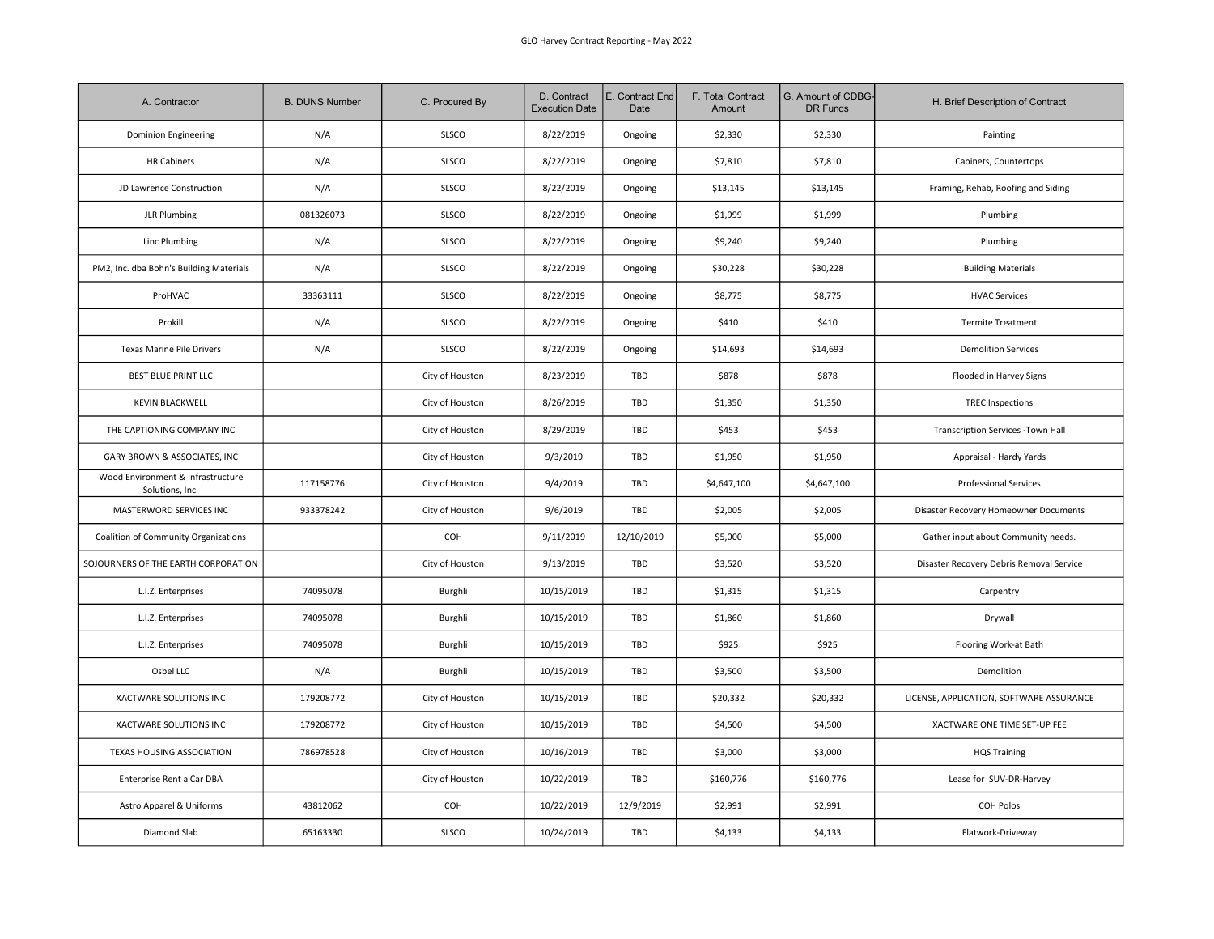| A. Contractor | B. DUNS Number | C. Procured By | D. Contract Execution Date | E. Contract End Date | F. Total Contract Amount | G. Amount of CDBG-DR Funds | H. Brief Description of Contract |
|---|---|---|---|---|---|---|---|
| Dominion Engineering | N/A | SLSCO | 8/22/2019 | Ongoing | $2,330 | $2,330 | Painting |
| HR Cabinets | N/A | SLSCO | 8/22/2019 | Ongoing | $7,810 | $7,810 | Cabinets, Countertops |
| JD Lawrence Construction | N/A | SLSCO | 8/22/2019 | Ongoing | $13,145 | $13,145 | Framing, Rehab, Roofing and Siding |
| JLR Plumbing | 081326073 | SLSCO | 8/22/2019 | Ongoing | $1,999 | $1,999 | Plumbing |
| Linc Plumbing | N/A | SLSCO | 8/22/2019 | Ongoing | $9,240 | $9,240 | Plumbing |
| PM2, Inc. dba Bohn's Building Materials | N/A | SLSCO | 8/22/2019 | Ongoing | $30,228 | $30,228 | Building Materials |
| ProHVAC | 33363111 | SLSCO | 8/22/2019 | Ongoing | $8,775 | $8,775 | HVAC Services |
| Prokill | N/A | SLSCO | 8/22/2019 | Ongoing | $410 | $410 | Termite Treatment |
| Texas Marine Pile Drivers | N/A | SLSCO | 8/22/2019 | Ongoing | $14,693 | $14,693 | Demolition Services |
| BEST BLUE PRINT LLC | | City of Houston | 8/23/2019 | TBD | $878 | $878 | Flooded in Harvey Signs |
| KEVIN BLACKWELL | | City of Houston | 8/26/2019 | TBD | $1,350 | $1,350 | TREC Inspections |
| THE CAPTIONING COMPANY INC | | City of Houston | 8/29/2019 | TBD | $453 | $453 | Transcription Services -Town Hall |
| GARY BROWN & ASSOCIATES, INC | | City of Houston | 9/3/2019 | TBD | $1,950 | $1,950 | Appraisal - Hardy Yards |
| Wood Environment & Infrastructure Solutions, Inc. | 117158776 | City of Houston | 9/4/2019 | TBD | $4,647,100 | $4,647,100 | Professional Services |
| MASTERWORD SERVICES INC | 933378242 | City of Houston | 9/6/2019 | TBD | $2,005 | $2,005 | Disaster Recovery Homeowner Documents |
| Coalition of Community Organizations | | COH | 9/11/2019 | 12/10/2019 | $5,000 | $5,000 | Gather input about Community needs. |
| SOJOURNERS OF THE EARTH CORPORATION | | City of Houston | 9/13/2019 | TBD | $3,520 | $3,520 | Disaster Recovery Debris Removal Service |
| L.I.Z. Enterprises | 74095078 | Burghli | 10/15/2019 | TBD | $1,315 | $1,315 | Carpentry |
| L.I.Z. Enterprises | 74095078 | Burghli | 10/15/2019 | TBD | $1,860 | $1,860 | Drywall |
| L.I.Z. Enterprises | 74095078 | Burghli | 10/15/2019 | TBD | $925 | $925 | Flooring Work-at Bath |
| Osbel LLC | N/A | Burghli | 10/15/2019 | TBD | $3,500 | $3,500 | Demolition |
| XACTWARE SOLUTIONS INC | 179208772 | City of Houston | 10/15/2019 | TBD | $20,332 | $20,332 | LICENSE, APPLICATION, SOFTWARE ASSURANCE |
| XACTWARE SOLUTIONS INC | 179208772 | City of Houston | 10/15/2019 | TBD | $4,500 | $4,500 | XACTWARE ONE TIME SET-UP FEE |
| TEXAS HOUSING ASSOCIATION | 786978528 | City of Houston | 10/16/2019 | TBD | $3,000 | $3,000 | HQS Training |
| Enterprise Rent a Car DBA | | City of Houston | 10/22/2019 | TBD | $160,776 | $160,776 | Lease for SUV-DR-Harvey |
| Astro Apparel & Uniforms | 43812062 | COH | 10/22/2019 | 12/9/2019 | $2,991 | $2,991 | COH Polos |
| Diamond Slab | 65163330 | SLSCO | 10/24/2019 | TBD | $4,133 | $4,133 | Flatwork-Driveway |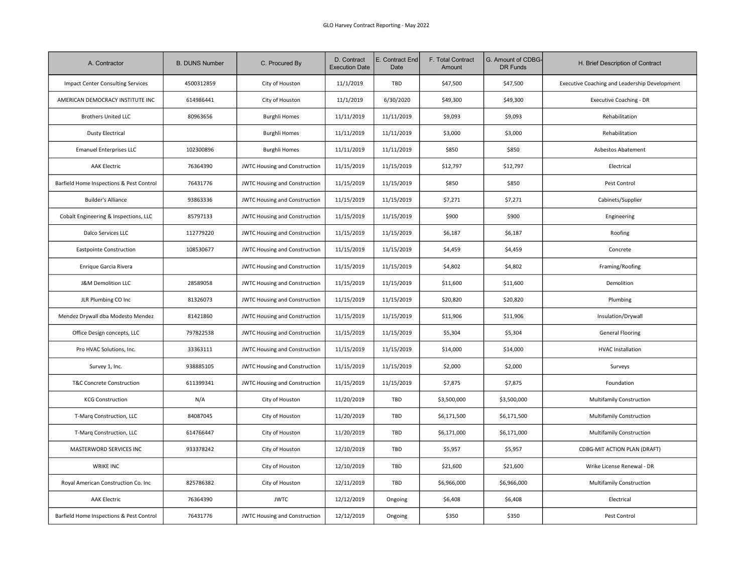| A. Contractor | B. DUNS Number | C. Procured By | D. Contract Execution Date | E. Contract End Date | F. Total Contract Amount | G. Amount of CDBG-DR Funds | H. Brief Description of Contract |
|---|---|---|---|---|---|---|---|
| Impact Center Consulting Services | 4500312859 | City of Houston | 11/1/2019 | TBD | $47,500 | $47,500 | Executive Coaching and Leadership Development |
| AMERICAN DEMOCRACY INSTITUTE INC | 614986441 | City of Houston | 11/1/2019 | 6/30/2020 | $49,300 | $49,300 | Executive Coaching - DR |
| Brothers United LLC | 80963656 | Burghli Homes | 11/11/2019 | 11/11/2019 | $9,093 | $9,093 | Rehabilitation |
| Dusty Electrical | | Burghli Homes | 11/11/2019 | 11/11/2019 | $3,000 | $3,000 | Rehabilitation |
| Emanuel Enterprises LLC | 102300896 | Burghli Homes | 11/11/2019 | 11/11/2019 | $850 | $850 | Asbestos Abatement |
| AAK Electric | 76364390 | JWTC Housing and Construction | 11/15/2019 | 11/15/2019 | $12,797 | $12,797 | Electrical |
| Barfield Home Inspections & Pest Control | 76431776 | JWTC Housing and Construction | 11/15/2019 | 11/15/2019 | $850 | $850 | Pest Control |
| Builder's Alliance | 93863336 | JWTC Housing and Construction | 11/15/2019 | 11/15/2019 | $7,271 | $7,271 | Cabinets/Supplier |
| Cobalt Engineering & Inspections, LLC | 85797133 | JWTC Housing and Construction | 11/15/2019 | 11/15/2019 | $900 | $900 | Engineering |
| Dalco Services LLC | 112779220 | JWTC Housing and Construction | 11/15/2019 | 11/15/2019 | $6,187 | $6,187 | Roofing |
| Eastpointe Construction | 108530677 | JWTC Housing and Construction | 11/15/2019 | 11/15/2019 | $4,459 | $4,459 | Concrete |
| Enrique Garcia Rivera | | JWTC Housing and Construction | 11/15/2019 | 11/15/2019 | $4,802 | $4,802 | Framing/Roofing |
| J&M Demolition LLC | 28589058 | JWTC Housing and Construction | 11/15/2019 | 11/15/2019 | $11,600 | $11,600 | Demolition |
| JLR Plumbing CO Inc | 81326073 | JWTC Housing and Construction | 11/15/2019 | 11/15/2019 | $20,820 | $20,820 | Plumbing |
| Mendez Drywall dba Modesto Mendez | 81421860 | JWTC Housing and Construction | 11/15/2019 | 11/15/2019 | $11,906 | $11,906 | Insulation/Drywall |
| Office Design concepts, LLC | 797822538 | JWTC Housing and Construction | 11/15/2019 | 11/15/2019 | $5,304 | $5,304 | General Flooring |
| Pro HVAC Solutions, Inc. | 33363111 | JWTC Housing and Construction | 11/15/2019 | 11/15/2019 | $14,000 | $14,000 | HVAC Installation |
| Survey 1, Inc. | 938885105 | JWTC Housing and Construction | 11/15/2019 | 11/15/2019 | $2,000 | $2,000 | Surveys |
| T&C Concrete Construction | 611399341 | JWTC Housing and Construction | 11/15/2019 | 11/15/2019 | $7,875 | $7,875 | Foundation |
| KCG Construction | N/A | City of Houston | 11/20/2019 | TBD | $3,500,000 | $3,500,000 | Multifamily Construction |
| T-Marq Construction, LLC | 84087045 | City of Houston | 11/20/2019 | TBD | $6,171,500 | $6,171,500 | Multifamily Construction |
| T-Marq Construction, LLC | 614766447 | City of Houston | 11/20/2019 | TBD | $6,171,000 | $6,171,000 | Multifamily Construction |
| MASTERWORD SERVICES INC | 933378242 | City of Houston | 12/10/2019 | TBD | $5,957 | $5,957 | CDBG-MIT ACTION PLAN (DRAFT) |
| WRIKE INC | | City of Houston | 12/10/2019 | TBD | $21,600 | $21,600 | Wrike License Renewal - DR |
| Royal American Construction Co. Inc | 825786382 | City of Houston | 12/11/2019 | TBD | $6,966,000 | $6,966,000 | Multifamily Construction |
| AAK Electric | 76364390 | JWTC | 12/12/2019 | Ongoing | $6,408 | $6,408 | Electrical |
| Barfield Home Inspections & Pest Control | 76431776 | JWTC Housing and Construction | 12/12/2019 | Ongoing | $350 | $350 | Pest Control |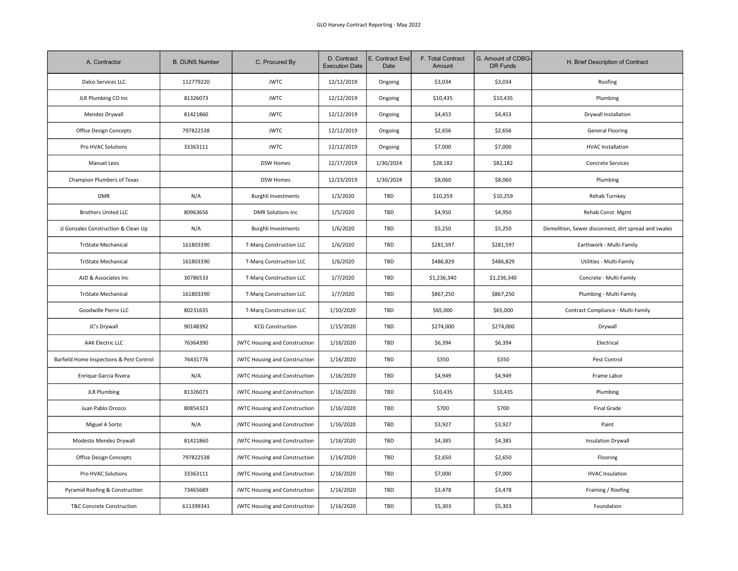| A. Contractor | B. DUNS Number | C. Procured By | D. Contract Execution Date | E. Contract End Date | F. Total Contract Amount | G. Amount of CDBG-DR Funds | H. Brief Description of Contract |
|---|---|---|---|---|---|---|---|
| Dalco Services LLC | 112779220 | JWTC | 12/12/2019 | Ongoing | $3,034 | $3,034 | Roofing |
| JLR Plumbing CO Inc | 81326073 | JWTC | 12/12/2019 | Ongoing | $10,435 | $10,435 | Plumbing |
| Mendez Drywall | 81421860 | JWTC | 12/12/2019 | Ongoing | $4,453 | $4,453 | Drywall Installation |
| Office Design Concepts | 797822538 | JWTC | 12/12/2019 | Ongoing | $2,656 | $2,656 | General Flooring |
| Pro HVAC Solutions | 33363111 | JWTC | 12/12/2019 | Ongoing | $7,000 | $7,000 | HVAC Installation |
| Manuel Leos | | DSW Homes | 12/17/2019 | 1/30/2024 | $28,182 | $82,182 | Concrete Services |
| Champion Plumbers of Texas | | DSW Homes | 12/23/2019 | 1/30/2024 | $8,060 | $8,060 | Plumbing |
| DMR | N/A | Burghli Investments | 1/3/2020 | TBD | $10,259 | $10,259 | Rehab Turnkey |
| Brothers United LLC | 80963656 | DMR Solutions Inc | 1/5/2020 | TBD | $4,950 | $4,950 | Rehab Const. Mgmt |
| JJ Gonzalez Construction & Clean Up | N/A | Burghli Investments | 1/6/2020 | TBD | $5,250 | $5,250 | Demolition, Sewer disconnect, dirt spread and swales |
| TriState Mechanical | 161803390 | T-Marq Construction LLC | 1/6/2020 | TBD | $281,597 | $281,597 | Earthwork - Multi-Family |
| TriState Mechanical | 161803390 | T-Marq Construction LLC | 1/6/2020 | TBD | $486,829 | $486,829 | Utilities - Multi-Family |
| AJD & Associates Inc | 30786533 | T-Marq Construction LLC | 1/7/2020 | TBD | $1,236,340 | $1,236,340 | Concrete - Multi-Family |
| TriState Mechanical | 161803390 | T-Marq Construction LLC | 1/7/2020 | TBD | $867,250 | $867,250 | Plumbing - Multi-Family |
| Goodwille Pierre LLC | 80231635 | T-Marq Construction LLC | 1/10/2020 | TBD | $65,000 | $65,000 | Contract Compliance - Multi-Family |
| JC's Drywall | 90148392 | KCG Construction | 1/15/2020 | TBD | $274,000 | $274,000 | Drywall |
| AAK Electric LLC | 76364390 | JWTC Housing and Construction | 1/16/2020 | TBD | $6,394 | $6,394 | Electrical |
| Barfield Home Inspections & Pest Control | 76431776 | JWTC Housing and Construction | 1/16/2020 | TBD | $350 | $350 | Pest Control |
| Enrique Garcia Rivera | N/A | JWTC Housing and Construction | 1/16/2020 | TBD | $4,949 | $4,949 | Frame Labor |
| JLR Plumbing | 81326073 | JWTC Housing and Construction | 1/16/2020 | TBD | $10,435 | $10,435 | Plumbing |
| Juan Pablo Orozco | 80854323 | JWTC Housing and Construction | 1/16/2020 | TBD | $700 | $700 | Final Grade |
| Miguel A Sorto | N/A | JWTC Housing and Construction | 1/16/2020 | TBD | $3,927 | $3,927 | Paint |
| Modesto Mendez Drywall | 81421860 | JWTC Housing and Construction | 1/16/2020 | TBD | $4,385 | $4,385 | Insulation Drywall |
| Office Design Concepts | 797822538 | JWTC Housing and Construction | 1/16/2020 | TBD | $2,650 | $2,650 | Flooring |
| Pro HVAC Solutions | 33363111 | JWTC Housing and Construction | 1/16/2020 | TBD | $7,000 | $7,000 | HVAC Insulation |
| Pyramid Roofing & Construction | 73465689 | JWTC Housing and Construction | 1/16/2020 | TBD | $3,478 | $3,478 | Framing / Roofing |
| T&C Concrete Construction | 611399341 | JWTC Housing and Construction | 1/16/2020 | TBD | $5,303 | $5,303 | Foundation |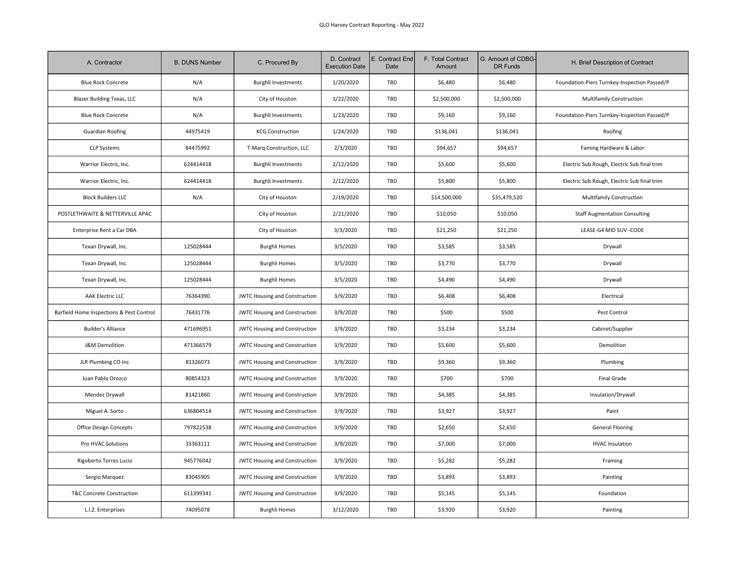| A. Contractor | B. DUNS Number | C. Procured By | D. Contract Execution Date | E. Contract End Date | F. Total Contract Amount | G. Amount of CDBG-DR Funds | H. Brief Description of Contract |
|---|---|---|---|---|---|---|---|
| Blue Rock Concrete | N/A | Burghli Investments | 1/20/2020 | TBD | $6,480 | $6,480 | Foundation-Piers Turnkey-Inspection Passed/P |
| Blazer Building Texas, LLC | N/A | City of Houston | 1/22/2020 | TBD | $2,500,000 | $2,500,000 | Multifamily Construction |
| Blue Rock Concrete | N/A | Burghli Investments | 1/23/2020 | TBD | $9,160 | $9,160 | Foundation-Piers Turnkey-Inspection Passed/P |
| Guardian Roofing | 44975419 | KCG Construction | 1/24/2020 | TBD | $136,041 | $136,041 | Roofing |
| CLP Systems | 84475992 | T-Marq Construction, LLC | 2/3/2020 | TBD | $94,657 | $94,657 | Faming Hardware & Labor |
| Warrior Electric, Inc. | 624414418 | Burghli Investments | 2/12/2020 | TBD | $5,600 | $5,600 | Electric Sub Rough, Electric Sub final trim |
| Warrior Electric, Inc. | 624414418 | Burghli Investments | 2/12/2020 | TBD | $5,800 | $5,800 | Electric Sub Rough, Electric Sub final trim |
| Block Builders LLC | N/A | City of Houston | 2/19/2020 | TBD | $14,500,000 | $35,479,520 | Multifamily Construction |
| POSTLETHWAITE & NETTERVILLE APAC | | City of Houston | 2/21/2020 | TBD | $10,050 | $10,050 | Staff Augmentation Consulting |
| Enterprise Rent a Car DBA | | City of Houston | 3/3/2020 | TBD | $21,250 | $21,250 | LEASE-G4 MID SUV -CODE |
| Texan Drywall, Inc. | 125028444 | Burghli Homes | 3/5/2020 | TBD | $3,585 | $3,585 | Drywall |
| Texan Drywall, Inc. | 125028444 | Burghli Homes | 3/5/2020 | TBD | $3,770 | $3,770 | Drywall |
| Texan Drywall, Inc. | 125028444 | Burghli Homes | 3/5/2020 | TBD | $4,490 | $4,490 | Drywall |
| AAK Electric LLC | 76364390 | JWTC Housing and Construction | 3/9/2020 | TBD | $6,408 | $6,408 | Electrical |
| Barfield Home Inspections & Pest Control | 76431776 | JWTC Housing and Construction | 3/9/2020 | TBD | $500 | $500 | Pest Control |
| Builder's Alliance | 471696951 | JWTC Housing and Construction | 3/9/2020 | TBD | $3,234 | $3,234 | Cabinet/Supplier |
| J&M Demolition | 471366579 | JWTC Housing and Construction | 3/9/2020 | TBD | $5,600 | $5,600 | Demolition |
| JLR Plumbing CO Inc | 81326073 | JWTC Housing and Construction | 3/9/2020 | TBD | $9,360 | $9,360 | Plumbing |
| Juan Pablo Orozco | 80854323 | JWTC Housing and Construction | 3/9/2020 | TBD | $700 | $700 | Final Grade |
| Mendez Drywall | 81421860 | JWTC Housing and Construction | 3/9/2020 | TBD | $4,385 | $4,385 | Insulation/Drywall |
| Miguel A. Sorto | 636804514 | JWTC Housing and Construction | 3/9/2020 | TBD | $3,927 | $3,927 | Paint |
| Office Design Concepts | 797822538 | JWTC Housing and Construction | 3/9/2020 | TBD | $2,650 | $2,650 | General Flooring |
| Pro HVAC Solutions | 33363111 | JWTC Housing and Construction | 3/9/2020 | TBD | $7,000 | $7,000 | HVAC Insulation |
| Rigoberto Torres Lucio | 945776042 | JWTC Housing and Construction | 3/9/2020 | TBD | $5,282 | $5,282 | Framing |
| Sergio Marquez | 83045905 | JWTC Housing and Construction | 3/9/2020 | TBD | $3,893 | $3,893 | Painting |
| T&C Concrete Construction | 611399341 | JWTC Housing and Construction | 3/9/2020 | TBD | $5,145 | $5,145 | Foundation |
| L.I.Z. Enterprises | 74095078 | Burghli Homes | 3/12/2020 | TBD | $3,920 | $3,920 | Painting |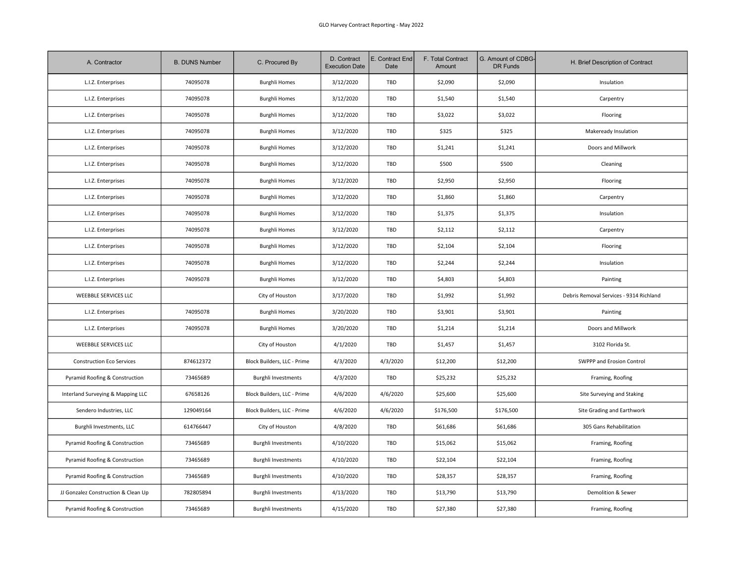| A. Contractor | B. DUNS Number | C. Procured By | D. Contract Execution Date | E. Contract End Date | F. Total Contract Amount | G. Amount of CDBG-DR Funds | H. Brief Description of Contract |
|---|---|---|---|---|---|---|---|
| L.I.Z. Enterprises | 74095078 | Burghli Homes | 3/12/2020 | TBD | $2,090 | $2,090 | Insulation |
| L.I.Z. Enterprises | 74095078 | Burghli Homes | 3/12/2020 | TBD | $1,540 | $1,540 | Carpentry |
| L.I.Z. Enterprises | 74095078 | Burghli Homes | 3/12/2020 | TBD | $3,022 | $3,022 | Flooring |
| L.I.Z. Enterprises | 74095078 | Burghli Homes | 3/12/2020 | TBD | $325 | $325 | Makeready Insulation |
| L.I.Z. Enterprises | 74095078 | Burghli Homes | 3/12/2020 | TBD | $1,241 | $1,241 | Doors and Millwork |
| L.I.Z. Enterprises | 74095078 | Burghli Homes | 3/12/2020 | TBD | $500 | $500 | Cleaning |
| L.I.Z. Enterprises | 74095078 | Burghli Homes | 3/12/2020 | TBD | $2,950 | $2,950 | Flooring |
| L.I.Z. Enterprises | 74095078 | Burghli Homes | 3/12/2020 | TBD | $1,860 | $1,860 | Carpentry |
| L.I.Z. Enterprises | 74095078 | Burghli Homes | 3/12/2020 | TBD | $1,375 | $1,375 | Insulation |
| L.I.Z. Enterprises | 74095078 | Burghli Homes | 3/12/2020 | TBD | $2,112 | $2,112 | Carpentry |
| L.I.Z. Enterprises | 74095078 | Burghli Homes | 3/12/2020 | TBD | $2,104 | $2,104 | Flooring |
| L.I.Z. Enterprises | 74095078 | Burghli Homes | 3/12/2020 | TBD | $2,244 | $2,244 | Insulation |
| L.I.Z. Enterprises | 74095078 | Burghli Homes | 3/12/2020 | TBD | $4,803 | $4,803 | Painting |
| WEEBBLE SERVICES LLC | | City of Houston | 3/17/2020 | TBD | $1,992 | $1,992 | Debris Removal Services - 9314 Richland |
| L.I.Z. Enterprises | 74095078 | Burghli Homes | 3/20/2020 | TBD | $3,901 | $3,901 | Painting |
| L.I.Z. Enterprises | 74095078 | Burghli Homes | 3/20/2020 | TBD | $1,214 | $1,214 | Doors and Millwork |
| WEEBBLE SERVICES LLC | | City of Houston | 4/1/2020 | TBD | $1,457 | $1,457 | 3102 Florida St. |
| Construction Eco Services | 874612372 | Block Builders, LLC - Prime | 4/3/2020 | 4/3/2020 | $12,200 | $12,200 | SWPPP and Erosion Control |
| Pyramid Roofing & Construction | 73465689 | Burghli Investments | 4/3/2020 | TBD | $25,232 | $25,232 | Framing, Roofing |
| Interland Surveying & Mapping LLC | 67658126 | Block Builders, LLC - Prime | 4/6/2020 | 4/6/2020 | $25,600 | $25,600 | Site Surveying and Staking |
| Sendero Industries, LLC | 129049164 | Block Builders, LLC - Prime | 4/6/2020 | 4/6/2020 | $176,500 | $176,500 | Site Grading and Earthwork |
| Burghli Investments, LLC | 614766447 | City of Houston | 4/8/2020 | TBD | $61,686 | $61,686 | 305 Gans Rehabilitation |
| Pyramid Roofing & Construction | 73465689 | Burghli Investments | 4/10/2020 | TBD | $15,062 | $15,062 | Framing, Roofing |
| Pyramid Roofing & Construction | 73465689 | Burghli Investments | 4/10/2020 | TBD | $22,104 | $22,104 | Framing, Roofing |
| Pyramid Roofing & Construction | 73465689 | Burghli Investments | 4/10/2020 | TBD | $28,357 | $28,357 | Framing, Roofing |
| JJ Gonzalez Construction & Clean Up | 782805894 | Burghli Investments | 4/13/2020 | TBD | $13,790 | $13,790 | Demolition & Sewer |
| Pyramid Roofing & Construction | 73465689 | Burghli Investments | 4/15/2020 | TBD | $27,380 | $27,380 | Framing, Roofing |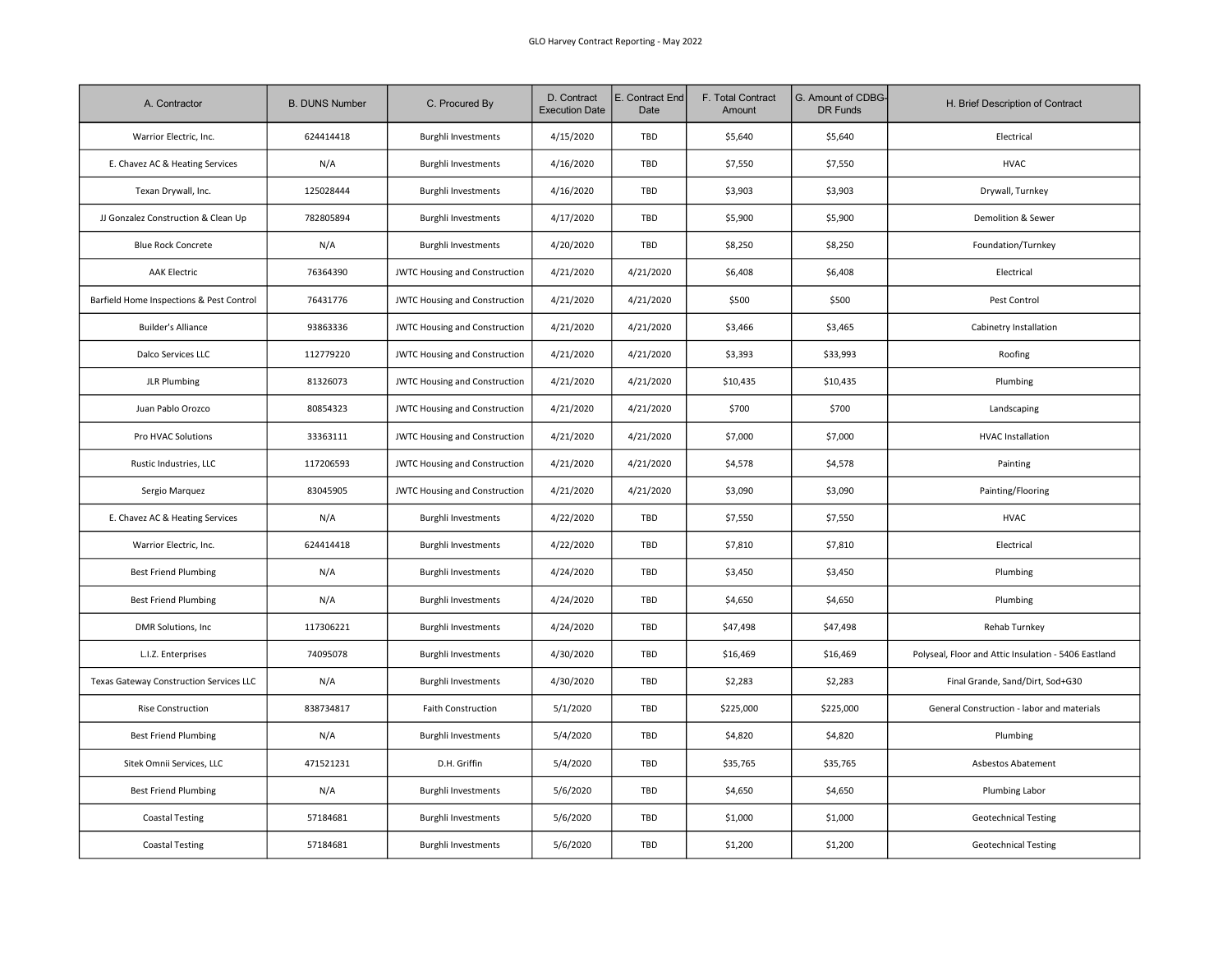GLO Harvey Contract Reporting - May 2022

| A. Contractor | B. DUNS Number | C. Procured By | D. Contract Execution Date | E. Contract End Date | F. Total Contract Amount | G. Amount of CDBG-DR Funds | H. Brief Description of Contract |
|---|---|---|---|---|---|---|---|
| Warrior Electric, Inc. | 624414418 | Burghli Investments | 4/15/2020 | TBD | $5,640 | $5,640 | Electrical |
| E. Chavez AC & Heating Services | N/A | Burghli Investments | 4/16/2020 | TBD | $7,550 | $7,550 | HVAC |
| Texan Drywall, Inc. | 125028444 | Burghli Investments | 4/16/2020 | TBD | $3,903 | $3,903 | Drywall, Turnkey |
| JJ Gonzalez Construction & Clean Up | 782805894 | Burghli Investments | 4/17/2020 | TBD | $5,900 | $5,900 | Demolition & Sewer |
| Blue Rock Concrete | N/A | Burghli Investments | 4/20/2020 | TBD | $8,250 | $8,250 | Foundation/Turnkey |
| AAK Electric | 76364390 | JWTC Housing and Construction | 4/21/2020 | 4/21/2020 | $6,408 | $6,408 | Electrical |
| Barfield Home Inspections & Pest Control | 76431776 | JWTC Housing and Construction | 4/21/2020 | 4/21/2020 | $500 | $500 | Pest Control |
| Builder's Alliance | 93863336 | JWTC Housing and Construction | 4/21/2020 | 4/21/2020 | $3,466 | $3,465 | Cabinetry Installation |
| Dalco Services LLC | 112779220 | JWTC Housing and Construction | 4/21/2020 | 4/21/2020 | $3,393 | $33,993 | Roofing |
| JLR Plumbing | 81326073 | JWTC Housing and Construction | 4/21/2020 | 4/21/2020 | $10,435 | $10,435 | Plumbing |
| Juan Pablo Orozco | 80854323 | JWTC Housing and Construction | 4/21/2020 | 4/21/2020 | $700 | $700 | Landscaping |
| Pro HVAC Solutions | 33363111 | JWTC Housing and Construction | 4/21/2020 | 4/21/2020 | $7,000 | $7,000 | HVAC Installation |
| Rustic Industries, LLC | 117206593 | JWTC Housing and Construction | 4/21/2020 | 4/21/2020 | $4,578 | $4,578 | Painting |
| Sergio Marquez | 83045905 | JWTC Housing and Construction | 4/21/2020 | 4/21/2020 | $3,090 | $3,090 | Painting/Flooring |
| E. Chavez AC & Heating Services | N/A | Burghli Investments | 4/22/2020 | TBD | $7,550 | $7,550 | HVAC |
| Warrior Electric, Inc. | 624414418 | Burghli Investments | 4/22/2020 | TBD | $7,810 | $7,810 | Electrical |
| Best Friend Plumbing | N/A | Burghli Investments | 4/24/2020 | TBD | $3,450 | $3,450 | Plumbing |
| Best Friend Plumbing | N/A | Burghli Investments | 4/24/2020 | TBD | $4,650 | $4,650 | Plumbing |
| DMR Solutions, Inc | 117306221 | Burghli Investments | 4/24/2020 | TBD | $47,498 | $47,498 | Rehab Turnkey |
| L.I.Z. Enterprises | 74095078 | Burghli Investments | 4/30/2020 | TBD | $16,469 | $16,469 | Polyseal, Floor and Attic Insulation - 5406 Eastland |
| Texas Gateway Construction Services LLC | N/A | Burghli Investments | 4/30/2020 | TBD | $2,283 | $2,283 | Final Grande, Sand/Dirt, Sod+G30 |
| Rise Construction | 838734817 | Faith Construction | 5/1/2020 | TBD | $225,000 | $225,000 | General Construction - labor and materials |
| Best Friend Plumbing | N/A | Burghli Investments | 5/4/2020 | TBD | $4,820 | $4,820 | Plumbing |
| Sitek Omnii Services, LLC | 471521231 | D.H. Griffin | 5/4/2020 | TBD | $35,765 | $35,765 | Asbestos Abatement |
| Best Friend Plumbing | N/A | Burghli Investments | 5/6/2020 | TBD | $4,650 | $4,650 | Plumbing Labor |
| Coastal Testing | 57184681 | Burghli Investments | 5/6/2020 | TBD | $1,000 | $1,000 | Geotechnical Testing |
| Coastal Testing | 57184681 | Burghli Investments | 5/6/2020 | TBD | $1,200 | $1,200 | Geotechnical Testing |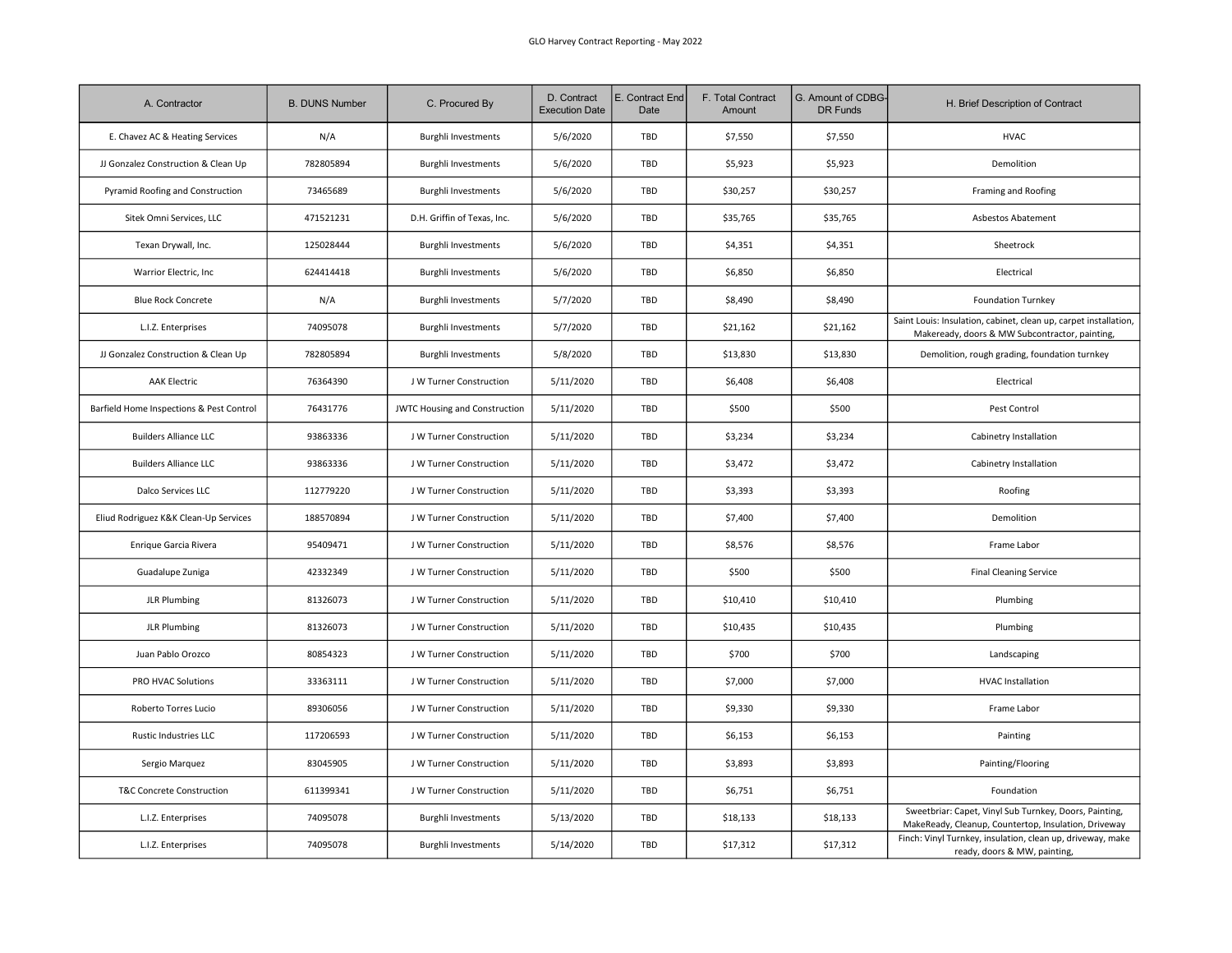GLO Harvey Contract Reporting - May 2022

| A. Contractor | B. DUNS Number | C. Procured By | D. Contract Execution Date | E. Contract End Date | F. Total Contract Amount | G. Amount of CDBG-DR Funds | H. Brief Description of Contract |
|---|---|---|---|---|---|---|---|
| E. Chavez AC & Heating Services | N/A | Burghli Investments | 5/6/2020 | TBD | $7,550 | $7,550 | HVAC |
| JJ Gonzalez Construction & Clean Up | 782805894 | Burghli Investments | 5/6/2020 | TBD | $5,923 | $5,923 | Demolition |
| Pyramid Roofing and Construction | 73465689 | Burghli Investments | 5/6/2020 | TBD | $30,257 | $30,257 | Framing and Roofing |
| Sitek Omni Services, LLC | 471521231 | D.H. Griffin of Texas, Inc. | 5/6/2020 | TBD | $35,765 | $35,765 | Asbestos Abatement |
| Texan Drywall, Inc. | 125028444 | Burghli Investments | 5/6/2020 | TBD | $4,351 | $4,351 | Sheetrock |
| Warrior Electric, Inc | 624414418 | Burghli Investments | 5/6/2020 | TBD | $6,850 | $6,850 | Electrical |
| Blue Rock Concrete | N/A | Burghli Investments | 5/7/2020 | TBD | $8,490 | $8,490 | Foundation Turnkey |
| L.I.Z. Enterprises | 74095078 | Burghli Investments | 5/7/2020 | TBD | $21,162 | $21,162 | Saint Louis: Insulation, cabinet, clean up, carpet installation, Makeready, doors & MW Subcontractor, painting, |
| JJ Gonzalez Construction & Clean Up | 782805894 | Burghli Investments | 5/8/2020 | TBD | $13,830 | $13,830 | Demolition, rough grading, foundation turnkey |
| AAK Electric | 76364390 | J W Turner Construction | 5/11/2020 | TBD | $6,408 | $6,408 | Electrical |
| Barfield Home Inspections & Pest Control | 76431776 | JWTC Housing and Construction | 5/11/2020 | TBD | $500 | $500 | Pest Control |
| Builders Alliance LLC | 93863336 | J W Turner Construction | 5/11/2020 | TBD | $3,234 | $3,234 | Cabinetry Installation |
| Builders Alliance LLC | 93863336 | J W Turner Construction | 5/11/2020 | TBD | $3,472 | $3,472 | Cabinetry Installation |
| Dalco Services LLC | 112779220 | J W Turner Construction | 5/11/2020 | TBD | $3,393 | $3,393 | Roofing |
| Eliud Rodriguez K&K Clean-Up Services | 188570894 | J W Turner Construction | 5/11/2020 | TBD | $7,400 | $7,400 | Demolition |
| Enrique Garcia Rivera | 95409471 | J W Turner Construction | 5/11/2020 | TBD | $8,576 | $8,576 | Frame Labor |
| Guadalupe Zuniga | 42332349 | J W Turner Construction | 5/11/2020 | TBD | $500 | $500 | Final Cleaning Service |
| JLR Plumbing | 81326073 | J W Turner Construction | 5/11/2020 | TBD | $10,410 | $10,410 | Plumbing |
| JLR Plumbing | 81326073 | J W Turner Construction | 5/11/2020 | TBD | $10,435 | $10,435 | Plumbing |
| Juan Pablo Orozco | 80854323 | J W Turner Construction | 5/11/2020 | TBD | $700 | $700 | Landscaping |
| PRO HVAC Solutions | 33363111 | J W Turner Construction | 5/11/2020 | TBD | $7,000 | $7,000 | HVAC Installation |
| Roberto Torres Lucio | 89306056 | J W Turner Construction | 5/11/2020 | TBD | $9,330 | $9,330 | Frame Labor |
| Rustic Industries LLC | 117206593 | J W Turner Construction | 5/11/2020 | TBD | $6,153 | $6,153 | Painting |
| Sergio Marquez | 83045905 | J W Turner Construction | 5/11/2020 | TBD | $3,893 | $3,893 | Painting/Flooring |
| T&C Concrete Construction | 611399341 | J W Turner Construction | 5/11/2020 | TBD | $6,751 | $6,751 | Foundation |
| L.I.Z. Enterprises | 74095078 | Burghli Investments | 5/13/2020 | TBD | $18,133 | $18,133 | Sweetbriar: Capet, Vinyl Sub Turnkey, Doors, Painting, MakeReady, Cleanup, Countertop, Insulation, Driveway |
| L.I.Z. Enterprises | 74095078 | Burghli Investments | 5/14/2020 | TBD | $17,312 | $17,312 | Finch: Vinyl Turnkey, insulation, clean up, driveway, make ready, doors & MW, painting, |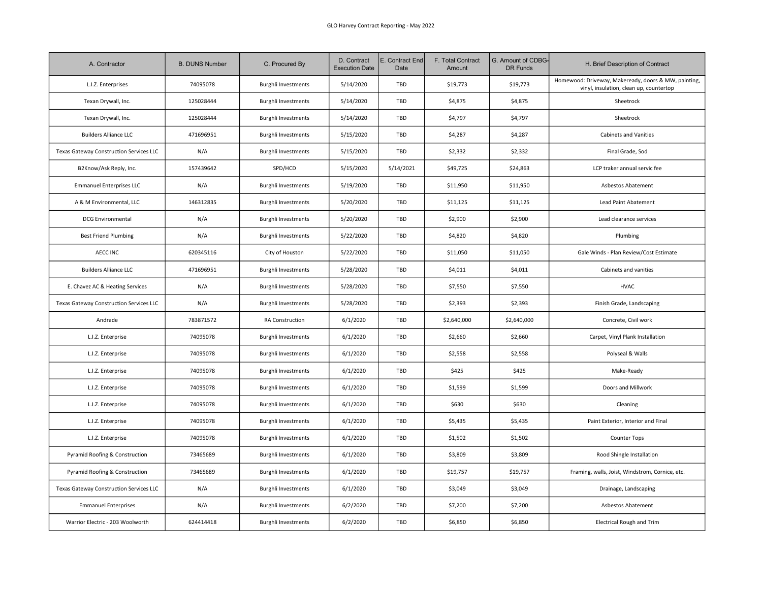GLO Harvey Contract Reporting - May 2022

| A. Contractor | B. DUNS Number | C. Procured By | D. Contract Execution Date | E. Contract End Date | F. Total Contract Amount | G. Amount of CDBG-DR Funds | H. Brief Description of Contract |
|---|---|---|---|---|---|---|---|
| L.I.Z. Enterprises | 74095078 | Burghli Investments | 5/14/2020 | TBD | $19,773 | $19,773 | Homewood: Driveway, Makeready, doors & MW, painting, vinyl, insulation, clean up, countertop |
| Texan Drywall, Inc. | 125028444 | Burghli Investments | 5/14/2020 | TBD | $4,875 | $4,875 | Sheetrock |
| Texan Drywall, Inc. | 125028444 | Burghli Investments | 5/14/2020 | TBD | $4,797 | $4,797 | Sheetrock |
| Builders Alliance LLC | 471696951 | Burghli Investments | 5/15/2020 | TBD | $4,287 | $4,287 | Cabinets and Vanities |
| Texas Gateway Construction Services LLC | N/A | Burghli Investments | 5/15/2020 | TBD | $2,332 | $2,332 | Final Grade, Sod |
| B2Know/Ask Reply, Inc. | 157439642 | SPD/HCD | 5/15/2020 | 5/14/2021 | $49,725 | $24,863 | LCP traker annual servic fee |
| Emmanuel Enterprises LLC | N/A | Burghli Investments | 5/19/2020 | TBD | $11,950 | $11,950 | Asbestos Abatement |
| A & M Environmental, LLC | 146312835 | Burghli Investments | 5/20/2020 | TBD | $11,125 | $11,125 | Lead Paint Abatement |
| DCG Environmental | N/A | Burghli Investments | 5/20/2020 | TBD | $2,900 | $2,900 | Lead clearance services |
| Best Friend Plumbing | N/A | Burghli Investments | 5/22/2020 | TBD | $4,820 | $4,820 | Plumbing |
| AECC INC | 620345116 | City of Houston | 5/22/2020 | TBD | $11,050 | $11,050 | Gale Winds - Plan Review/Cost Estimate |
| Builders Alliance LLC | 471696951 | Burghli Investments | 5/28/2020 | TBD | $4,011 | $4,011 | Cabinets and vanities |
| E. Chavez AC & Heating Services | N/A | Burghli Investments | 5/28/2020 | TBD | $7,550 | $7,550 | HVAC |
| Texas Gateway Construction Services LLC | N/A | Burghli Investments | 5/28/2020 | TBD | $2,393 | $2,393 | Finish Grade, Landscaping |
| Andrade | 783871572 | RA Construction | 6/1/2020 | TBD | $2,640,000 | $2,640,000 | Concrete, Civil work |
| L.I.Z. Enterprise | 74095078 | Burghli Investments | 6/1/2020 | TBD | $2,660 | $2,660 | Carpet, Vinyl Plank Installation |
| L.I.Z. Enterprise | 74095078 | Burghli Investments | 6/1/2020 | TBD | $2,558 | $2,558 | Polyseal & Walls |
| L.I.Z. Enterprise | 74095078 | Burghli Investments | 6/1/2020 | TBD | $425 | $425 | Make-Ready |
| L.I.Z. Enterprise | 74095078 | Burghli Investments | 6/1/2020 | TBD | $1,599 | $1,599 | Doors and Millwork |
| L.I.Z. Enterprise | 74095078 | Burghli Investments | 6/1/2020 | TBD | $630 | $630 | Cleaning |
| L.I.Z. Enterprise | 74095078 | Burghli Investments | 6/1/2020 | TBD | $5,435 | $5,435 | Paint Exterior, Interior and Final |
| L.I.Z. Enterprise | 74095078 | Burghli Investments | 6/1/2020 | TBD | $1,502 | $1,502 | Counter Tops |
| Pyramid Roofing & Construction | 73465689 | Burghli Investments | 6/1/2020 | TBD | $3,809 | $3,809 | Rood Shingle Installation |
| Pyramid Roofing & Construction | 73465689 | Burghli Investments | 6/1/2020 | TBD | $19,757 | $19,757 | Framing, walls, Joist, Windstrom, Cornice, etc. |
| Texas Gateway Construction Services LLC | N/A | Burghli Investments | 6/1/2020 | TBD | $3,049 | $3,049 | Drainage, Landscaping |
| Emmanuel Enterprises | N/A | Burghli Investments | 6/2/2020 | TBD | $7,200 | $7,200 | Asbestos Abatement |
| Warrior Electric - 203 Woolworth | 624414418 | Burghli Investments | 6/2/2020 | TBD | $6,850 | $6,850 | Electrical Rough and Trim |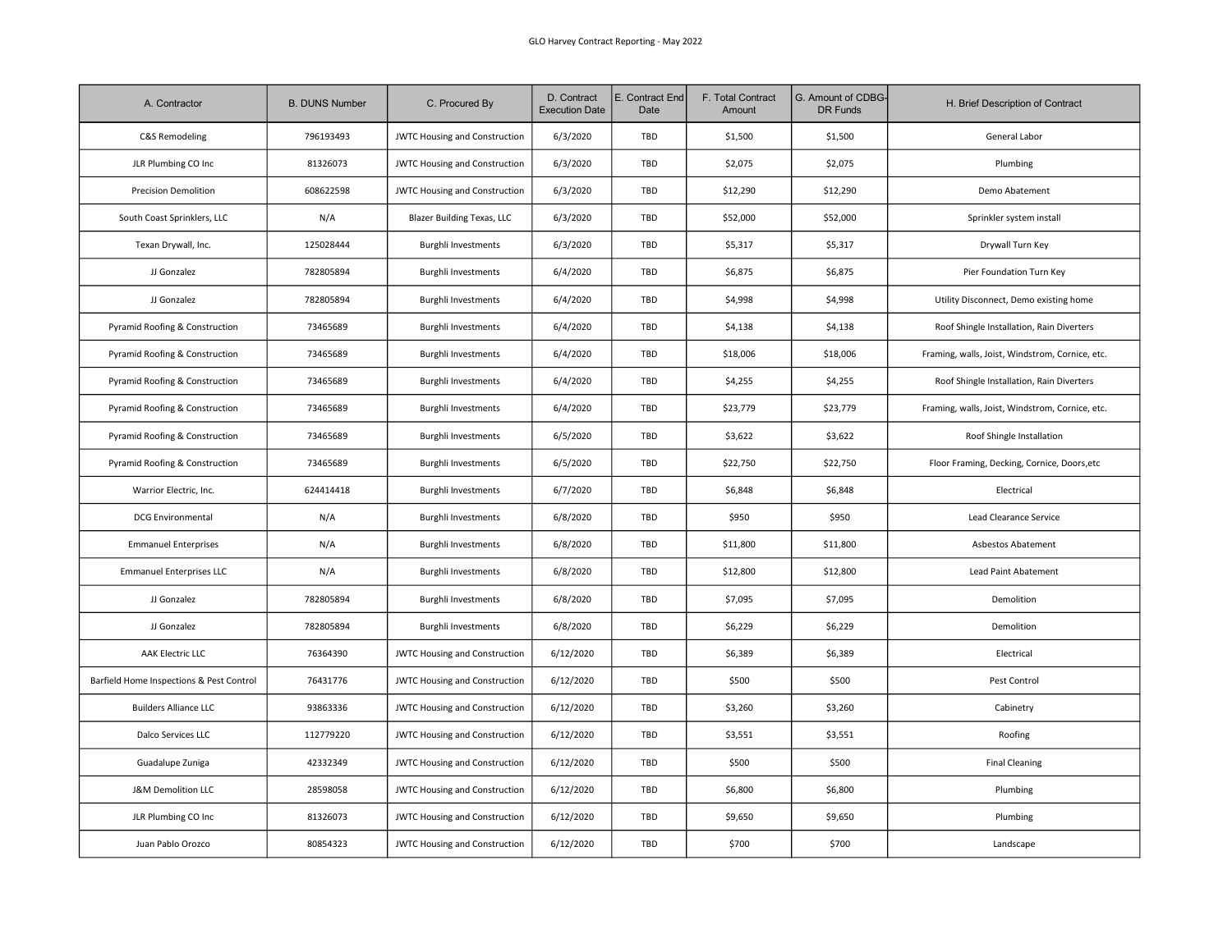| A. Contractor | B. DUNS Number | C. Procured By | D. Contract Execution Date | E. Contract End Date | F. Total Contract Amount | G. Amount of CDBG-DR Funds | H. Brief Description of Contract |
|---|---|---|---|---|---|---|---|
| C&S Remodeling | 796193493 | JWTC Housing and Construction | 6/3/2020 | TBD | $1,500 | $1,500 | General Labor |
| JLR Plumbing CO Inc | 81326073 | JWTC Housing and Construction | 6/3/2020 | TBD | $2,075 | $2,075 | Plumbing |
| Precision Demolition | 608622598 | JWTC Housing and Construction | 6/3/2020 | TBD | $12,290 | $12,290 | Demo Abatement |
| South Coast Sprinklers, LLC | N/A | Blazer Building Texas, LLC | 6/3/2020 | TBD | $52,000 | $52,000 | Sprinkler system install |
| Texan Drywall, Inc. | 125028444 | Burghli Investments | 6/3/2020 | TBD | $5,317 | $5,317 | Drywall Turn Key |
| JJ Gonzalez | 782805894 | Burghli Investments | 6/4/2020 | TBD | $6,875 | $6,875 | Pier Foundation Turn Key |
| JJ Gonzalez | 782805894 | Burghli Investments | 6/4/2020 | TBD | $4,998 | $4,998 | Utility Disconnect, Demo existing home |
| Pyramid Roofing & Construction | 73465689 | Burghli Investments | 6/4/2020 | TBD | $4,138 | $4,138 | Roof Shingle Installation, Rain Diverters |
| Pyramid Roofing & Construction | 73465689 | Burghli Investments | 6/4/2020 | TBD | $18,006 | $18,006 | Framing, walls, Joist, Windstrom, Cornice, etc. |
| Pyramid Roofing & Construction | 73465689 | Burghli Investments | 6/4/2020 | TBD | $4,255 | $4,255 | Roof Shingle Installation, Rain Diverters |
| Pyramid Roofing & Construction | 73465689 | Burghli Investments | 6/4/2020 | TBD | $23,779 | $23,779 | Framing, walls, Joist, Windstrom, Cornice, etc. |
| Pyramid Roofing & Construction | 73465689 | Burghli Investments | 6/5/2020 | TBD | $3,622 | $3,622 | Roof Shingle Installation |
| Pyramid Roofing & Construction | 73465689 | Burghli Investments | 6/5/2020 | TBD | $22,750 | $22,750 | Floor Framing, Decking, Cornice, Doors,etc |
| Warrior Electric, Inc. | 624414418 | Burghli Investments | 6/7/2020 | TBD | $6,848 | $6,848 | Electrical |
| DCG Environmental | N/A | Burghli Investments | 6/8/2020 | TBD | $950 | $950 | Lead Clearance Service |
| Emmanuel Enterprises | N/A | Burghli Investments | 6/8/2020 | TBD | $11,800 | $11,800 | Asbestos Abatement |
| Emmanuel Enterprises LLC | N/A | Burghli Investments | 6/8/2020 | TBD | $12,800 | $12,800 | Lead Paint Abatement |
| JJ Gonzalez | 782805894 | Burghli Investments | 6/8/2020 | TBD | $7,095 | $7,095 | Demolition |
| JJ Gonzalez | 782805894 | Burghli Investments | 6/8/2020 | TBD | $6,229 | $6,229 | Demolition |
| AAK Electric LLC | 76364390 | JWTC Housing and Construction | 6/12/2020 | TBD | $6,389 | $6,389 | Electrical |
| Barfield Home Inspections & Pest Control | 76431776 | JWTC Housing and Construction | 6/12/2020 | TBD | $500 | $500 | Pest Control |
| Builders Alliance LLC | 93863336 | JWTC Housing and Construction | 6/12/2020 | TBD | $3,260 | $3,260 | Cabinetry |
| Dalco Services LLC | 112779220 | JWTC Housing and Construction | 6/12/2020 | TBD | $3,551 | $3,551 | Roofing |
| Guadalupe Zuniga | 42332349 | JWTC Housing and Construction | 6/12/2020 | TBD | $500 | $500 | Final Cleaning |
| J&M Demolition LLC | 28598058 | JWTC Housing and Construction | 6/12/2020 | TBD | $6,800 | $6,800 | Plumbing |
| JLR Plumbing CO Inc | 81326073 | JWTC Housing and Construction | 6/12/2020 | TBD | $9,650 | $9,650 | Plumbing |
| Juan Pablo Orozco | 80854323 | JWTC Housing and Construction | 6/12/2020 | TBD | $700 | $700 | Landscape |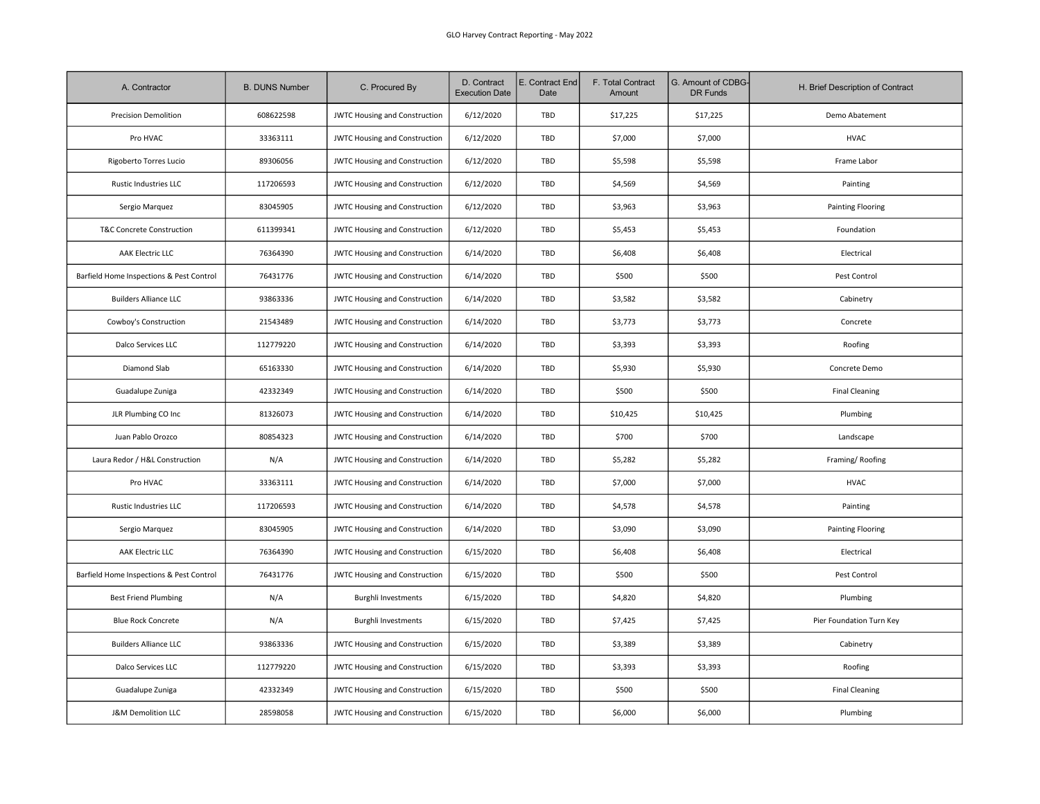| A. Contractor | B. DUNS Number | C. Procured By | D. Contract Execution Date | E. Contract End Date | F. Total Contract Amount | G. Amount of CDBG-DR Funds | H. Brief Description of Contract |
|---|---|---|---|---|---|---|---|
| Precision Demolition | 608622598 | JWTC Housing and Construction | 6/12/2020 | TBD | $17,225 | $17,225 | Demo Abatement |
| Pro HVAC | 33363111 | JWTC Housing and Construction | 6/12/2020 | TBD | $7,000 | $7,000 | HVAC |
| Rigoberto Torres Lucio | 89306056 | JWTC Housing and Construction | 6/12/2020 | TBD | $5,598 | $5,598 | Frame Labor |
| Rustic Industries LLC | 117206593 | JWTC Housing and Construction | 6/12/2020 | TBD | $4,569 | $4,569 | Painting |
| Sergio Marquez | 83045905 | JWTC Housing and Construction | 6/12/2020 | TBD | $3,963 | $3,963 | Painting Flooring |
| T&C Concrete Construction | 611399341 | JWTC Housing and Construction | 6/12/2020 | TBD | $5,453 | $5,453 | Foundation |
| AAK Electric LLC | 76364390 | JWTC Housing and Construction | 6/14/2020 | TBD | $6,408 | $6,408 | Electrical |
| Barfield Home Inspections & Pest Control | 76431776 | JWTC Housing and Construction | 6/14/2020 | TBD | $500 | $500 | Pest Control |
| Builders Alliance LLC | 93863336 | JWTC Housing and Construction | 6/14/2020 | TBD | $3,582 | $3,582 | Cabinetry |
| Cowboy's Construction | 21543489 | JWTC Housing and Construction | 6/14/2020 | TBD | $3,773 | $3,773 | Concrete |
| Dalco Services LLC | 112779220 | JWTC Housing and Construction | 6/14/2020 | TBD | $3,393 | $3,393 | Roofing |
| Diamond Slab | 65163330 | JWTC Housing and Construction | 6/14/2020 | TBD | $5,930 | $5,930 | Concrete Demo |
| Guadalupe Zuniga | 42332349 | JWTC Housing and Construction | 6/14/2020 | TBD | $500 | $500 | Final Cleaning |
| JLR Plumbing CO Inc | 81326073 | JWTC Housing and Construction | 6/14/2020 | TBD | $10,425 | $10,425 | Plumbing |
| Juan Pablo Orozco | 80854323 | JWTC Housing and Construction | 6/14/2020 | TBD | $700 | $700 | Landscape |
| Laura Redor / H&L Construction | N/A | JWTC Housing and Construction | 6/14/2020 | TBD | $5,282 | $5,282 | Framing/ Roofing |
| Pro HVAC | 33363111 | JWTC Housing and Construction | 6/14/2020 | TBD | $7,000 | $7,000 | HVAC |
| Rustic Industries LLC | 117206593 | JWTC Housing and Construction | 6/14/2020 | TBD | $4,578 | $4,578 | Painting |
| Sergio Marquez | 83045905 | JWTC Housing and Construction | 6/14/2020 | TBD | $3,090 | $3,090 | Painting Flooring |
| AAK Electric LLC | 76364390 | JWTC Housing and Construction | 6/15/2020 | TBD | $6,408 | $6,408 | Electrical |
| Barfield Home Inspections & Pest Control | 76431776 | JWTC Housing and Construction | 6/15/2020 | TBD | $500 | $500 | Pest Control |
| Best Friend Plumbing | N/A | Burghli Investments | 6/15/2020 | TBD | $4,820 | $4,820 | Plumbing |
| Blue Rock Concrete | N/A | Burghli Investments | 6/15/2020 | TBD | $7,425 | $7,425 | Pier Foundation Turn Key |
| Builders Alliance LLC | 93863336 | JWTC Housing and Construction | 6/15/2020 | TBD | $3,389 | $3,389 | Cabinetry |
| Dalco Services LLC | 112779220 | JWTC Housing and Construction | 6/15/2020 | TBD | $3,393 | $3,393 | Roofing |
| Guadalupe Zuniga | 42332349 | JWTC Housing and Construction | 6/15/2020 | TBD | $500 | $500 | Final Cleaning |
| J&M Demolition LLC | 28598058 | JWTC Housing and Construction | 6/15/2020 | TBD | $6,000 | $6,000 | Plumbing |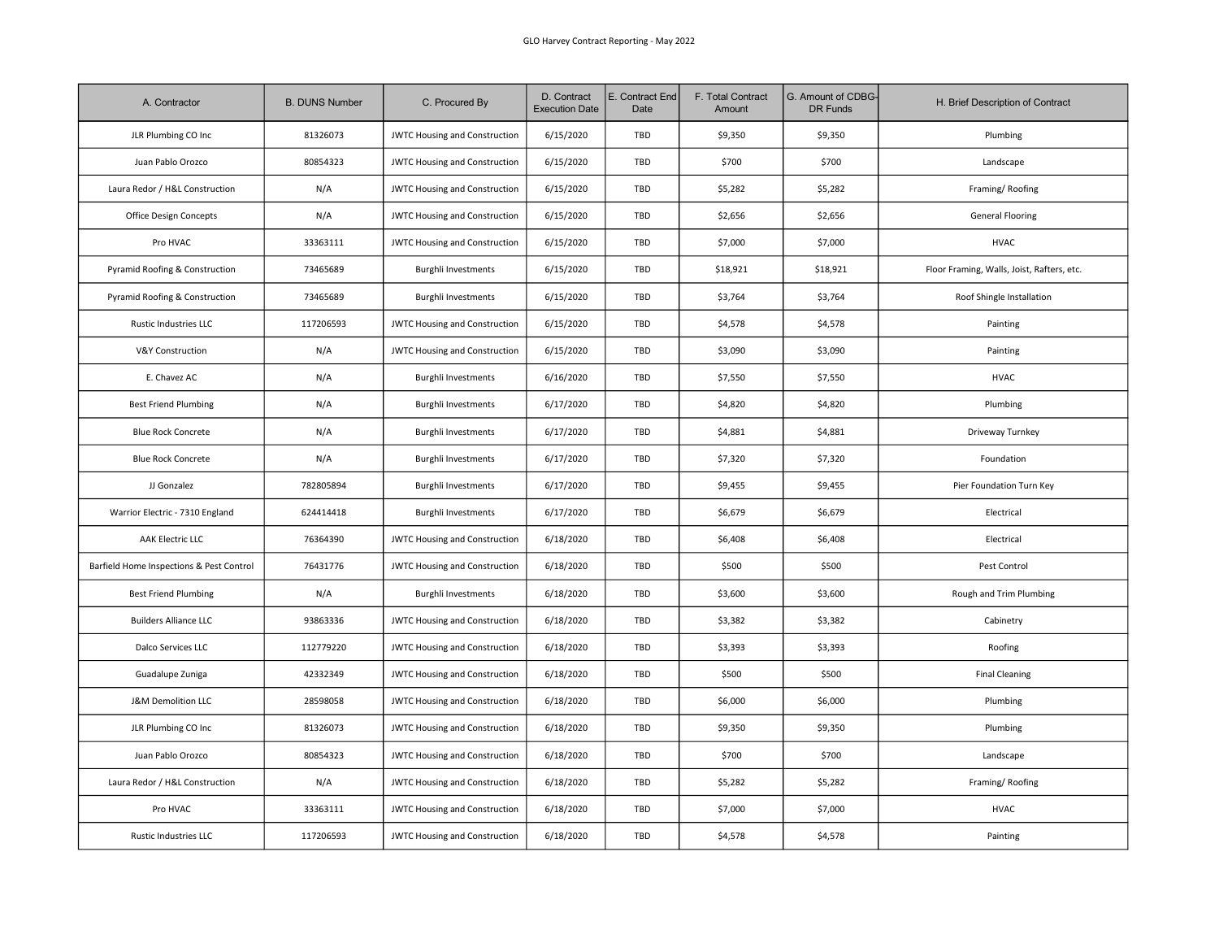GLO Harvey Contract Reporting - May 2022

| A. Contractor | B. DUNS Number | C. Procured By | D. Contract Execution Date | E. Contract End Date | F. Total Contract Amount | G. Amount of CDBG-DR Funds | H. Brief Description of Contract |
|---|---|---|---|---|---|---|---|
| JLR Plumbing CO Inc | 81326073 | JWTC Housing and Construction | 6/15/2020 | TBD | $9,350 | $9,350 | Plumbing |
| Juan Pablo Orozco | 80854323 | JWTC Housing and Construction | 6/15/2020 | TBD | $700 | $700 | Landscape |
| Laura Redor / H&L Construction | N/A | JWTC Housing and Construction | 6/15/2020 | TBD | $5,282 | $5,282 | Framing/ Roofing |
| Office Design Concepts | N/A | JWTC Housing and Construction | 6/15/2020 | TBD | $2,656 | $2,656 | General Flooring |
| Pro HVAC | 33363111 | JWTC Housing and Construction | 6/15/2020 | TBD | $7,000 | $7,000 | HVAC |
| Pyramid Roofing & Construction | 73465689 | Burghli Investments | 6/15/2020 | TBD | $18,921 | $18,921 | Floor Framing, Walls, Joist, Rafters, etc. |
| Pyramid Roofing & Construction | 73465689 | Burghli Investments | 6/15/2020 | TBD | $3,764 | $3,764 | Roof Shingle Installation |
| Rustic Industries LLC | 117206593 | JWTC Housing and Construction | 6/15/2020 | TBD | $4,578 | $4,578 | Painting |
| V&Y Construction | N/A | JWTC Housing and Construction | 6/15/2020 | TBD | $3,090 | $3,090 | Painting |
| E. Chavez AC | N/A | Burghli Investments | 6/16/2020 | TBD | $7,550 | $7,550 | HVAC |
| Best Friend Plumbing | N/A | Burghli Investments | 6/17/2020 | TBD | $4,820 | $4,820 | Plumbing |
| Blue Rock Concrete | N/A | Burghli Investments | 6/17/2020 | TBD | $4,881 | $4,881 | Driveway Turnkey |
| Blue Rock Concrete | N/A | Burghli Investments | 6/17/2020 | TBD | $7,320 | $7,320 | Foundation |
| JJ Gonzalez | 782805894 | Burghli Investments | 6/17/2020 | TBD | $9,455 | $9,455 | Pier Foundation Turn Key |
| Warrior Electric - 7310 England | 624414418 | Burghli Investments | 6/17/2020 | TBD | $6,679 | $6,679 | Electrical |
| AAK Electric LLC | 76364390 | JWTC Housing and Construction | 6/18/2020 | TBD | $6,408 | $6,408 | Electrical |
| Barfield Home Inspections & Pest Control | 76431776 | JWTC Housing and Construction | 6/18/2020 | TBD | $500 | $500 | Pest Control |
| Best Friend Plumbing | N/A | Burghli Investments | 6/18/2020 | TBD | $3,600 | $3,600 | Rough and Trim Plumbing |
| Builders Alliance LLC | 93863336 | JWTC Housing and Construction | 6/18/2020 | TBD | $3,382 | $3,382 | Cabinetry |
| Dalco Services LLC | 112779220 | JWTC Housing and Construction | 6/18/2020 | TBD | $3,393 | $3,393 | Roofing |
| Guadalupe Zuniga | 42332349 | JWTC Housing and Construction | 6/18/2020 | TBD | $500 | $500 | Final Cleaning |
| J&M Demolition LLC | 28598058 | JWTC Housing and Construction | 6/18/2020 | TBD | $6,000 | $6,000 | Plumbing |
| JLR Plumbing CO Inc | 81326073 | JWTC Housing and Construction | 6/18/2020 | TBD | $9,350 | $9,350 | Plumbing |
| Juan Pablo Orozco | 80854323 | JWTC Housing and Construction | 6/18/2020 | TBD | $700 | $700 | Landscape |
| Laura Redor / H&L Construction | N/A | JWTC Housing and Construction | 6/18/2020 | TBD | $5,282 | $5,282 | Framing/ Roofing |
| Pro HVAC | 33363111 | JWTC Housing and Construction | 6/18/2020 | TBD | $7,000 | $7,000 | HVAC |
| Rustic Industries LLC | 117206593 | JWTC Housing and Construction | 6/18/2020 | TBD | $4,578 | $4,578 | Painting |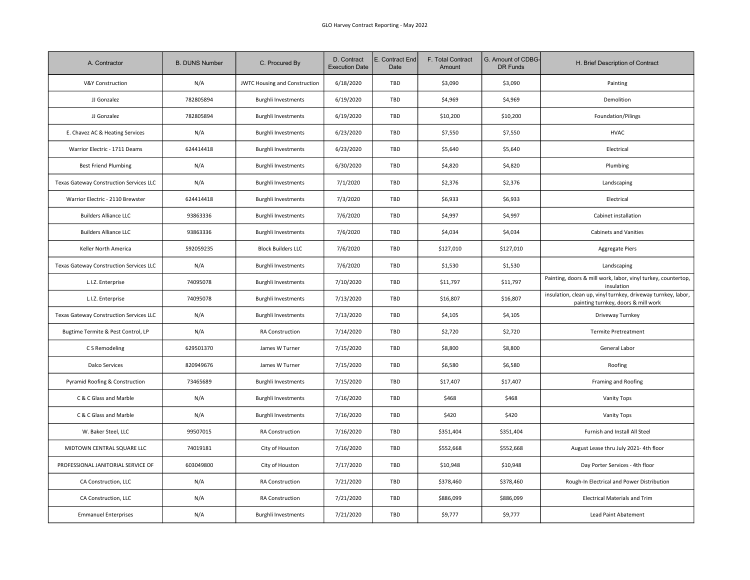GLO Harvey Contract Reporting - May 2022

| A. Contractor | B. DUNS Number | C. Procured By | D. Contract Execution Date | E. Contract End Date | F. Total Contract Amount | G. Amount of CDBG-DR Funds | H. Brief Description of Contract |
|---|---|---|---|---|---|---|---|
| V&Y Construction | N/A | JWTC Housing and Construction | 6/18/2020 | TBD | $3,090 | $3,090 | Painting |
| JJ Gonzalez | 782805894 | Burghli Investments | 6/19/2020 | TBD | $4,969 | $4,969 | Demolition |
| JJ Gonzalez | 782805894 | Burghli Investments | 6/19/2020 | TBD | $10,200 | $10,200 | Foundation/Pilings |
| E. Chavez AC & Heating Services | N/A | Burghli Investments | 6/23/2020 | TBD | $7,550 | $7,550 | HVAC |
| Warrior Electric - 1711 Deams | 624414418 | Burghli Investments | 6/23/2020 | TBD | $5,640 | $5,640 | Electrical |
| Best Friend Plumbing | N/A | Burghli Investments | 6/30/2020 | TBD | $4,820 | $4,820 | Plumbing |
| Texas Gateway Construction Services LLC | N/A | Burghli Investments | 7/1/2020 | TBD | $2,376 | $2,376 | Landscaping |
| Warrior Electric - 2110 Brewster | 624414418 | Burghli Investments | 7/3/2020 | TBD | $6,933 | $6,933 | Electrical |
| Builders Alliance LLC | 93863336 | Burghli Investments | 7/6/2020 | TBD | $4,997 | $4,997 | Cabinet installation |
| Builders Alliance LLC | 93863336 | Burghli Investments | 7/6/2020 | TBD | $4,034 | $4,034 | Cabinets and Vanities |
| Keller North America | 592059235 | Block Builders LLC | 7/6/2020 | TBD | $127,010 | $127,010 | Aggregate Piers |
| Texas Gateway Construction Services LLC | N/A | Burghli Investments | 7/6/2020 | TBD | $1,530 | $1,530 | Landscaping |
| L.I.Z. Enterprise | 74095078 | Burghli Investments | 7/10/2020 | TBD | $11,797 | $11,797 | Painting, doors & mill work, labor, vinyl turkey, countertop, insulation |
| L.I.Z. Enterprise | 74095078 | Burghli Investments | 7/13/2020 | TBD | $16,807 | $16,807 | insulation, clean up, vinyl turnkey, driveway turnkey, labor, painting turnkey, doors & mill work |
| Texas Gateway Construction Services LLC | N/A | Burghli Investments | 7/13/2020 | TBD | $4,105 | $4,105 | Driveway Turnkey |
| Bugtime Termite & Pest Control, LP | N/A | RA Construction | 7/14/2020 | TBD | $2,720 | $2,720 | Termite Pretreatment |
| C S Remodeling | 629501370 | James W Turner | 7/15/2020 | TBD | $8,800 | $8,800 | General Labor |
| Dalco Services | 820949676 | James W Turner | 7/15/2020 | TBD | $6,580 | $6,580 | Roofing |
| Pyramid Roofing & Construction | 73465689 | Burghli Investments | 7/15/2020 | TBD | $17,407 | $17,407 | Framing and Roofing |
| C & C Glass and Marble | N/A | Burghli Investments | 7/16/2020 | TBD | $468 | $468 | Vanity Tops |
| C & C Glass and Marble | N/A | Burghli Investments | 7/16/2020 | TBD | $420 | $420 | Vanity Tops |
| W. Baker Steel, LLC | 99507015 | RA Construction | 7/16/2020 | TBD | $351,404 | $351,404 | Furnish and Install All Steel |
| MIDTOWN CENTRAL SQUARE LLC | 74019181 | City of Houston | 7/16/2020 | TBD | $552,668 | $552,668 | August Lease thru July 2021- 4th floor |
| PROFESSIONAL JANITORIAL SERVICE OF | 603049800 | City of Houston | 7/17/2020 | TBD | $10,948 | $10,948 | Day Porter Services - 4th floor |
| CA Construction, LLC | N/A | RA Construction | 7/21/2020 | TBD | $378,460 | $378,460 | Rough-In Electrical and Power Distribution |
| CA Construction, LLC | N/A | RA Construction | 7/21/2020 | TBD | $886,099 | $886,099 | Electrical Materials and Trim |
| Emmanuel Enterprises | N/A | Burghli Investments | 7/21/2020 | TBD | $9,777 | $9,777 | Lead Paint Abatement |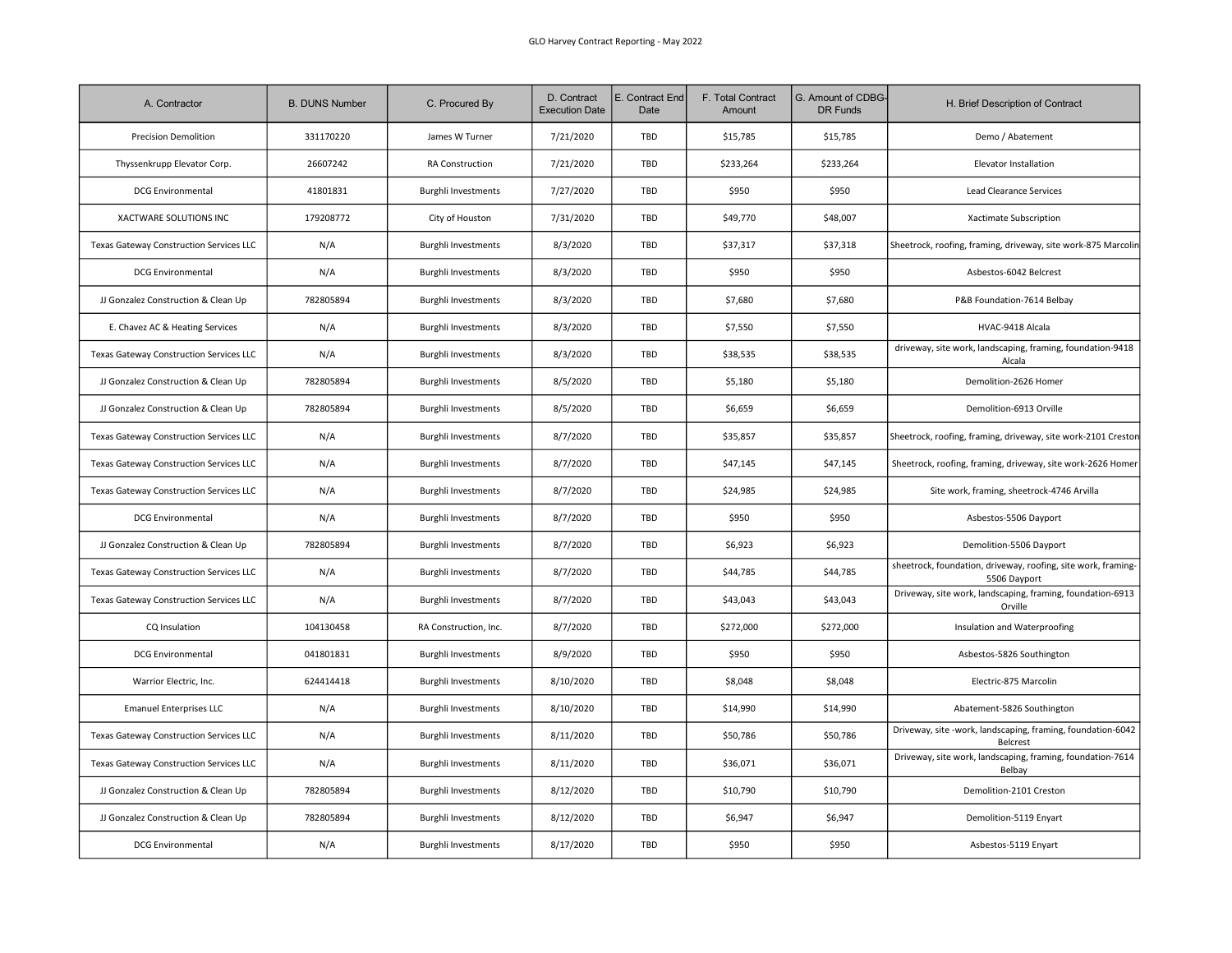GLO Harvey Contract Reporting - May 2022

| A. Contractor | B. DUNS Number | C. Procured By | D. Contract Execution Date | E. Contract End Date | F. Total Contract Amount | G. Amount of CDBG-DR Funds | H. Brief Description of Contract |
|---|---|---|---|---|---|---|---|
| Precision Demolition | 331170220 | James W Turner | 7/21/2020 | TBD | $15,785 | $15,785 | Demo / Abatement |
| Thyssenkrupp Elevator Corp. | 26607242 | RA Construction | 7/21/2020 | TBD | $233,264 | $233,264 | Elevator Installation |
| DCG Environmental | 41801831 | Burghli Investments | 7/27/2020 | TBD | $950 | $950 | Lead Clearance Services |
| XACTWARE SOLUTIONS INC | 179208772 | City of Houston | 7/31/2020 | TBD | $49,770 | $48,007 | Xactimate Subscription |
| Texas Gateway Construction Services LLC | N/A | Burghli Investments | 8/3/2020 | TBD | $37,317 | $37,318 | Sheetrock, roofing, framing, driveway, site work-875 Marcolin |
| DCG Environmental | N/A | Burghli Investments | 8/3/2020 | TBD | $950 | $950 | Asbestos-6042 Belcrest |
| JJ Gonzalez Construction & Clean Up | 782805894 | Burghli Investments | 8/3/2020 | TBD | $7,680 | $7,680 | P&B Foundation-7614 Belbay |
| E. Chavez AC & Heating Services | N/A | Burghli Investments | 8/3/2020 | TBD | $7,550 | $7,550 | HVAC-9418 Alcala |
| Texas Gateway Construction Services LLC | N/A | Burghli Investments | 8/3/2020 | TBD | $38,535 | $38,535 | driveway, site work, landscaping, framing, foundation-9418 Alcala |
| JJ Gonzalez Construction & Clean Up | 782805894 | Burghli Investments | 8/5/2020 | TBD | $5,180 | $5,180 | Demolition-2626 Homer |
| JJ Gonzalez Construction & Clean Up | 782805894 | Burghli Investments | 8/5/2020 | TBD | $6,659 | $6,659 | Demolition-6913 Orville |
| Texas Gateway Construction Services LLC | N/A | Burghli Investments | 8/7/2020 | TBD | $35,857 | $35,857 | Sheetrock, roofing, framing, driveway, site work-2101 Creston |
| Texas Gateway Construction Services LLC | N/A | Burghli Investments | 8/7/2020 | TBD | $47,145 | $47,145 | Sheetrock, roofing, framing, driveway, site work-2626 Homer |
| Texas Gateway Construction Services LLC | N/A | Burghli Investments | 8/7/2020 | TBD | $24,985 | $24,985 | Site work, framing, sheetrock-4746 Arvilla |
| DCG Environmental | N/A | Burghli Investments | 8/7/2020 | TBD | $950 | $950 | Asbestos-5506 Dayport |
| JJ Gonzalez Construction & Clean Up | 782805894 | Burghli Investments | 8/7/2020 | TBD | $6,923 | $6,923 | Demolition-5506 Dayport |
| Texas Gateway Construction Services LLC | N/A | Burghli Investments | 8/7/2020 | TBD | $44,785 | $44,785 | sheetrock, foundation, driveway, roofing, site work, framing-5506 Dayport |
| Texas Gateway Construction Services LLC | N/A | Burghli Investments | 8/7/2020 | TBD | $43,043 | $43,043 | Driveway, site work, landscaping, framing, foundation-6913 Orville |
| CQ Insulation | 104130458 | RA Construction, Inc. | 8/7/2020 | TBD | $272,000 | $272,000 | Insulation and Waterproofing |
| DCG Environmental | 041801831 | Burghli Investments | 8/9/2020 | TBD | $950 | $950 | Asbestos-5826 Southington |
| Warrior Electric, Inc. | 624414418 | Burghli Investments | 8/10/2020 | TBD | $8,048 | $8,048 | Electric-875 Marcolin |
| Emanuel Enterprises LLC | N/A | Burghli Investments | 8/10/2020 | TBD | $14,990 | $14,990 | Abatement-5826 Southington |
| Texas Gateway Construction Services LLC | N/A | Burghli Investments | 8/11/2020 | TBD | $50,786 | $50,786 | Driveway, site -work, landscaping, framing, foundation-6042 Belcrest |
| Texas Gateway Construction Services LLC | N/A | Burghli Investments | 8/11/2020 | TBD | $36,071 | $36,071 | Driveway, site work, landscaping, framing, foundation-7614 Belbay |
| JJ Gonzalez Construction & Clean Up | 782805894 | Burghli Investments | 8/12/2020 | TBD | $10,790 | $10,790 | Demolition-2101 Creston |
| JJ Gonzalez Construction & Clean Up | 782805894 | Burghli Investments | 8/12/2020 | TBD | $6,947 | $6,947 | Demolition-5119 Enyart |
| DCG Environmental | N/A | Burghli Investments | 8/17/2020 | TBD | $950 | $950 | Asbestos-5119 Enyart |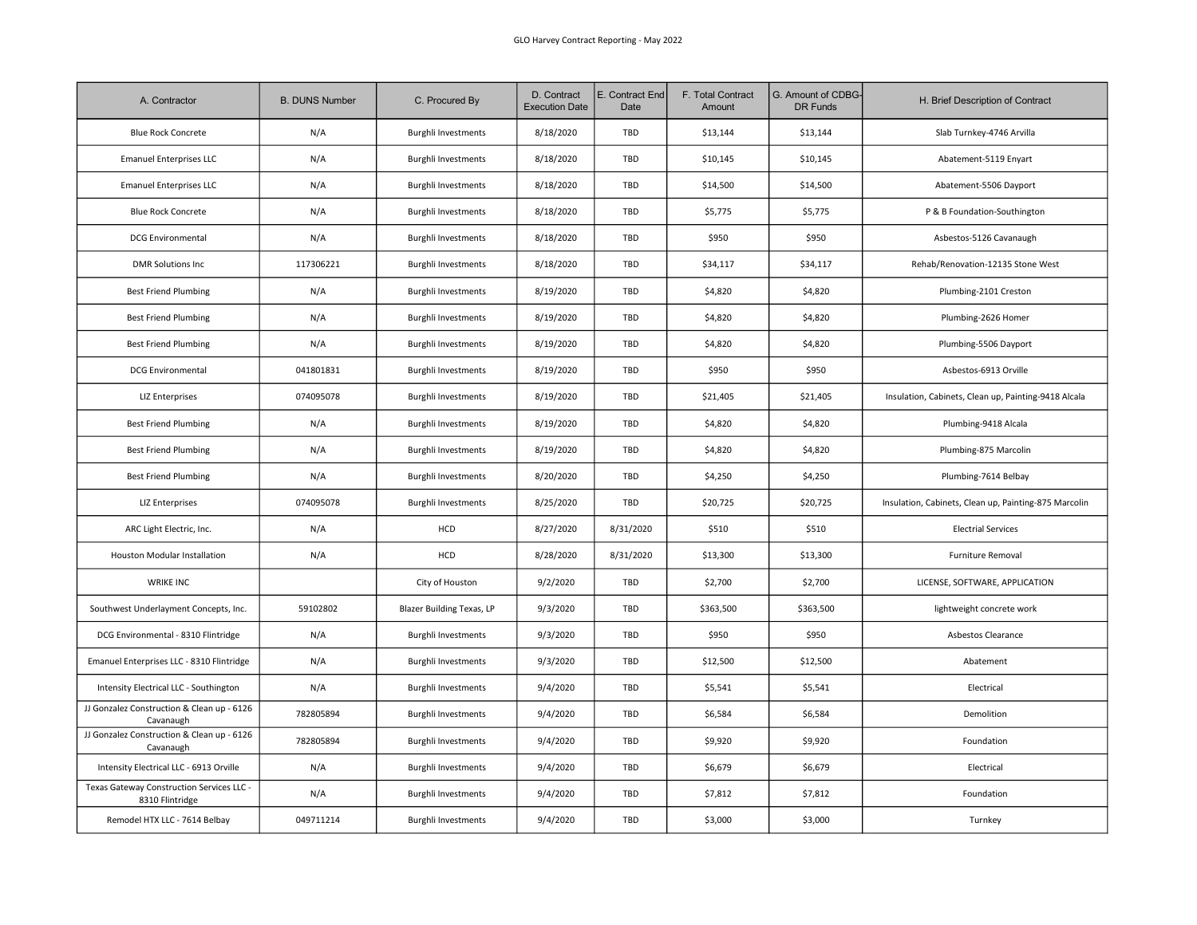| A. Contractor | B. DUNS Number | C. Procured By | D. Contract Execution Date | E. Contract End Date | F. Total Contract Amount | G. Amount of CDBG-DR Funds | H. Brief Description of Contract |
|---|---|---|---|---|---|---|---|
| Blue Rock Concrete | N/A | Burghli Investments | 8/18/2020 | TBD | $13,144 | $13,144 | Slab Turnkey-4746 Arvilla |
| Emanuel Enterprises LLC | N/A | Burghli Investments | 8/18/2020 | TBD | $10,145 | $10,145 | Abatement-5119 Enyart |
| Emanuel Enterprises LLC | N/A | Burghli Investments | 8/18/2020 | TBD | $14,500 | $14,500 | Abatement-5506 Dayport |
| Blue Rock Concrete | N/A | Burghli Investments | 8/18/2020 | TBD | $5,775 | $5,775 | P & B Foundation-Southington |
| DCG Environmental | N/A | Burghli Investments | 8/18/2020 | TBD | $950 | $950 | Asbestos-5126 Cavanaugh |
| DMR Solutions Inc | 117306221 | Burghli Investments | 8/18/2020 | TBD | $34,117 | $34,117 | Rehab/Renovation-12135 Stone West |
| Best Friend Plumbing | N/A | Burghli Investments | 8/19/2020 | TBD | $4,820 | $4,820 | Plumbing-2101 Creston |
| Best Friend Plumbing | N/A | Burghli Investments | 8/19/2020 | TBD | $4,820 | $4,820 | Plumbing-2626 Homer |
| Best Friend Plumbing | N/A | Burghli Investments | 8/19/2020 | TBD | $4,820 | $4,820 | Plumbing-5506 Dayport |
| DCG Environmental | 041801831 | Burghli Investments | 8/19/2020 | TBD | $950 | $950 | Asbestos-6913 Orville |
| LIZ Enterprises | 074095078 | Burghli Investments | 8/19/2020 | TBD | $21,405 | $21,405 | Insulation, Cabinets, Clean up, Painting-9418 Alcala |
| Best Friend Plumbing | N/A | Burghli Investments | 8/19/2020 | TBD | $4,820 | $4,820 | Plumbing-9418 Alcala |
| Best Friend Plumbing | N/A | Burghli Investments | 8/19/2020 | TBD | $4,820 | $4,820 | Plumbing-875 Marcolin |
| Best Friend Plumbing | N/A | Burghli Investments | 8/20/2020 | TBD | $4,250 | $4,250 | Plumbing-7614 Belbay |
| LIZ Enterprises | 074095078 | Burghli Investments | 8/25/2020 | TBD | $20,725 | $20,725 | Insulation, Cabinets, Clean up, Painting-875 Marcolin |
| ARC Light Electric, Inc. | N/A | HCD | 8/27/2020 | 8/31/2020 | $510 | $510 | Electrial Services |
| Houston Modular Installation | N/A | HCD | 8/28/2020 | 8/31/2020 | $13,300 | $13,300 | Furniture Removal |
| WRIKE INC | | City of Houston | 9/2/2020 | TBD | $2,700 | $2,700 | LICENSE, SOFTWARE, APPLICATION |
| Southwest Underlayment Concepts, Inc. | 59102802 | Blazer Building Texas, LP | 9/3/2020 | TBD | $363,500 | $363,500 | lightweight concrete work |
| DCG Environmental - 8310 Flintridge | N/A | Burghli Investments | 9/3/2020 | TBD | $950 | $950 | Asbestos Clearance |
| Emanuel Enterprises LLC - 8310 Flintridge | N/A | Burghli Investments | 9/3/2020 | TBD | $12,500 | $12,500 | Abatement |
| Intensity Electrical LLC - Southington | N/A | Burghli Investments | 9/4/2020 | TBD | $5,541 | $5,541 | Electrical |
| JJ Gonzalez Construction & Clean up - 6126 Cavanaugh | 782805894 | Burghli Investments | 9/4/2020 | TBD | $6,584 | $6,584 | Demolition |
| JJ Gonzalez Construction & Clean up - 6126 Cavanaugh | 782805894 | Burghli Investments | 9/4/2020 | TBD | $9,920 | $9,920 | Foundation |
| Intensity Electrical LLC - 6913 Orville | N/A | Burghli Investments | 9/4/2020 | TBD | $6,679 | $6,679 | Electrical |
| Texas Gateway Construction Services LLC - 8310 Flintridge | N/A | Burghli Investments | 9/4/2020 | TBD | $7,812 | $7,812 | Foundation |
| Remodel HTX LLC - 7614 Belbay | 049711214 | Burghli Investments | 9/4/2020 | TBD | $3,000 | $3,000 | Turnkey |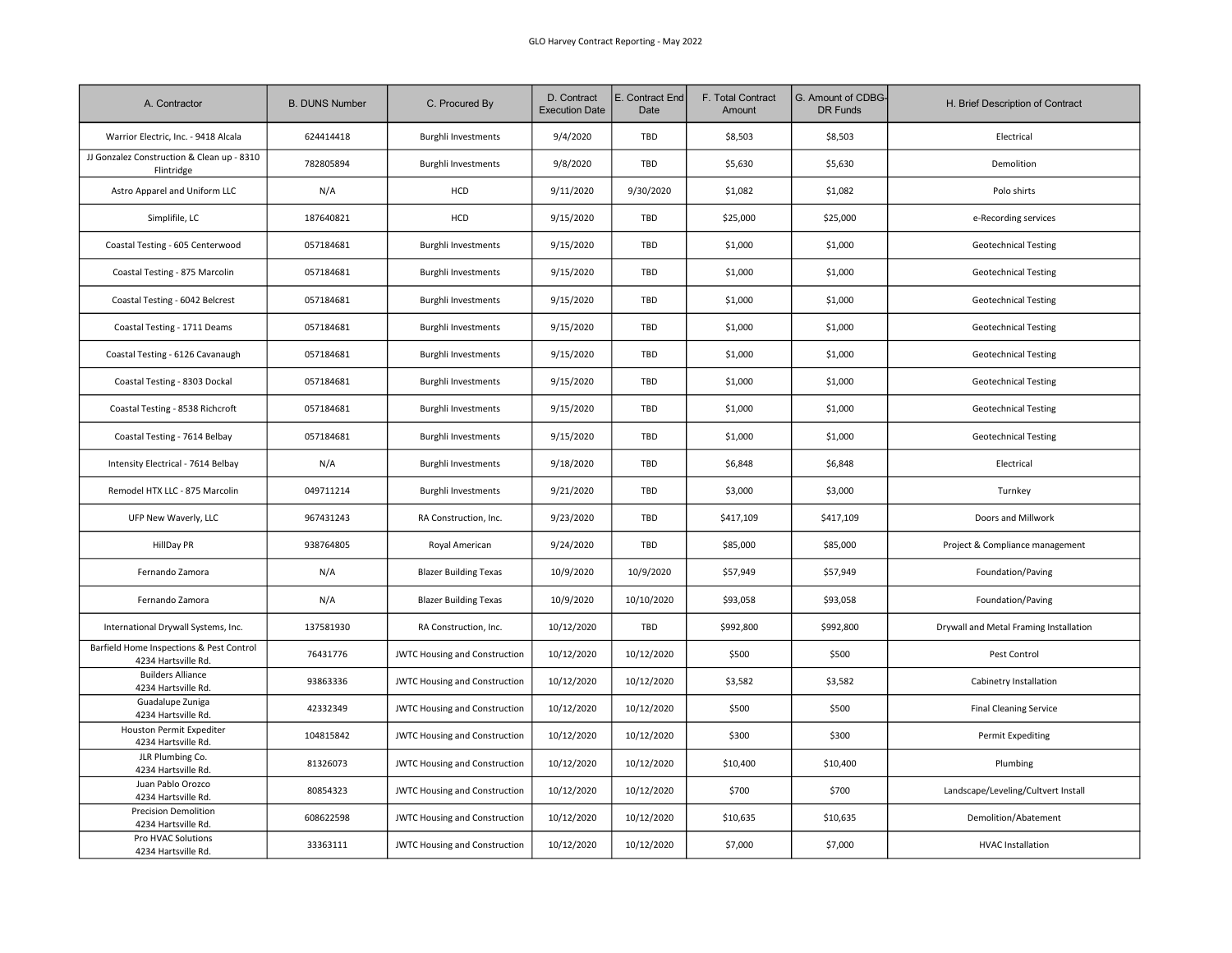| A. Contractor | B. DUNS Number | C. Procured By | D. Contract Execution Date | E. Contract End Date | F. Total Contract Amount | G. Amount of CDBG-DR Funds | H. Brief Description of Contract |
|---|---|---|---|---|---|---|---|
| Warrior Electric, Inc. - 9418 Alcala | 624414418 | Burghli Investments | 9/4/2020 | TBD | $8,503 | $8,503 | Electrical |
| JJ Gonzalez Construction & Clean up - 8310 Flintridge | 782805894 | Burghli Investments | 9/8/2020 | TBD | $5,630 | $5,630 | Demolition |
| Astro Apparel and Uniform LLC | N/A | HCD | 9/11/2020 | 9/30/2020 | $1,082 | $1,082 | Polo shirts |
| Simplifile, LC | 187640821 | HCD | 9/15/2020 | TBD | $25,000 | $25,000 | e-Recording services |
| Coastal Testing - 605 Centerwood | 057184681 | Burghli Investments | 9/15/2020 | TBD | $1,000 | $1,000 | Geotechnical Testing |
| Coastal Testing - 875 Marcolin | 057184681 | Burghli Investments | 9/15/2020 | TBD | $1,000 | $1,000 | Geotechnical Testing |
| Coastal Testing - 6042 Belcrest | 057184681 | Burghli Investments | 9/15/2020 | TBD | $1,000 | $1,000 | Geotechnical Testing |
| Coastal Testing - 1711 Deams | 057184681 | Burghli Investments | 9/15/2020 | TBD | $1,000 | $1,000 | Geotechnical Testing |
| Coastal Testing - 6126 Cavanaugh | 057184681 | Burghli Investments | 9/15/2020 | TBD | $1,000 | $1,000 | Geotechnical Testing |
| Coastal Testing - 8303 Dockal | 057184681 | Burghli Investments | 9/15/2020 | TBD | $1,000 | $1,000 | Geotechnical Testing |
| Coastal Testing - 8538 Richcroft | 057184681 | Burghli Investments | 9/15/2020 | TBD | $1,000 | $1,000 | Geotechnical Testing |
| Coastal Testing - 7614 Belbay | 057184681 | Burghli Investments | 9/15/2020 | TBD | $1,000 | $1,000 | Geotechnical Testing |
| Intensity Electrical - 7614 Belbay | N/A | Burghli Investments | 9/18/2020 | TBD | $6,848 | $6,848 | Electrical |
| Remodel HTX LLC - 875 Marcolin | 049711214 | Burghli Investments | 9/21/2020 | TBD | $3,000 | $3,000 | Turnkey |
| UFP New Waverly, LLC | 967431243 | RA Construction, Inc. | 9/23/2020 | TBD | $417,109 | $417,109 | Doors and Millwork |
| HillDay PR | 938764805 | Royal American | 9/24/2020 | TBD | $85,000 | $85,000 | Project & Compliance management |
| Fernando Zamora | N/A | Blazer Building Texas | 10/9/2020 | 10/9/2020 | $57,949 | $57,949 | Foundation/Paving |
| Fernando Zamora | N/A | Blazer Building Texas | 10/9/2020 | 10/10/2020 | $93,058 | $93,058 | Foundation/Paving |
| International Drywall Systems, Inc. | 137581930 | RA Construction, Inc. | 10/12/2020 | TBD | $992,800 | $992,800 | Drywall and Metal Framing Installation |
| Barfield Home Inspections & Pest Control 4234 Hartsville Rd. | 76431776 | JWTC Housing and Construction | 10/12/2020 | 10/12/2020 | $500 | $500 | Pest Control |
| Builders Alliance 4234 Hartsville Rd. | 93863336 | JWTC Housing and Construction | 10/12/2020 | 10/12/2020 | $3,582 | $3,582 | Cabinetry Installation |
| Guadalupe Zuniga 4234 Hartsville Rd. | 42332349 | JWTC Housing and Construction | 10/12/2020 | 10/12/2020 | $500 | $500 | Final Cleaning Service |
| Houston Permit Expediter 4234 Hartsville Rd. | 104815842 | JWTC Housing and Construction | 10/12/2020 | 10/12/2020 | $300 | $300 | Permit Expediting |
| JLR Plumbing Co. 4234 Hartsville Rd. | 81326073 | JWTC Housing and Construction | 10/12/2020 | 10/12/2020 | $10,400 | $10,400 | Plumbing |
| Juan Pablo Orozco 4234 Hartsville Rd. | 80854323 | JWTC Housing and Construction | 10/12/2020 | 10/12/2020 | $700 | $700 | Landscape/Leveling/Cultvert Install |
| Precision Demolition 4234 Hartsville Rd. | 608622598 | JWTC Housing and Construction | 10/12/2020 | 10/12/2020 | $10,635 | $10,635 | Demolition/Abatement |
| Pro HVAC Solutions 4234 Hartsville Rd. | 33363111 | JWTC Housing and Construction | 10/12/2020 | 10/12/2020 | $7,000 | $7,000 | HVAC Installation |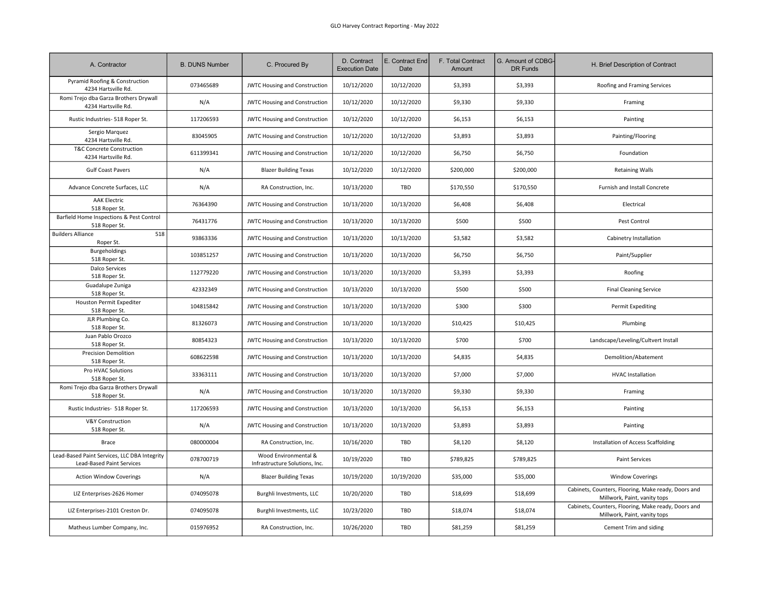GLO Harvey Contract Reporting - May 2022

| A. Contractor | B. DUNS Number | C. Procured By | D. Contract Execution Date | E. Contract End Date | F. Total Contract Amount | G. Amount of CDBG-DR Funds | H. Brief Description of Contract |
|---|---|---|---|---|---|---|---|
| Pyramid Roofing & Construction 4234 Hartsville Rd. | 073465689 | JWTC Housing and Construction | 10/12/2020 | 10/12/2020 | $3,393 | $3,393 | Roofing and Framing Services |
| Romi Trejo dba Garza Brothers Drywall 4234 Hartsville Rd. | N/A | JWTC Housing and Construction | 10/12/2020 | 10/12/2020 | $9,330 | $9,330 | Framing |
| Rustic Industries- 518 Roper St. | 117206593 | JWTC Housing and Construction | 10/12/2020 | 10/12/2020 | $6,153 | $6,153 | Painting |
| Sergio Marquez 4234 Hartsville Rd. | 83045905 | JWTC Housing and Construction | 10/12/2020 | 10/12/2020 | $3,893 | $3,893 | Painting/Flooring |
| T&C Concrete Construction 4234 Hartsville Rd. | 611399341 | JWTC Housing and Construction | 10/12/2020 | 10/12/2020 | $6,750 | $6,750 | Foundation |
| Gulf Coast Pavers | N/A | Blazer Building Texas | 10/12/2020 | 10/12/2020 | $200,000 | $200,000 | Retaining Walls |
| Advance Concrete Surfaces, LLC | N/A | RA Construction, Inc. | 10/13/2020 | TBD | $170,550 | $170,550 | Furnish and Install Concrete |
| AAK Electric 518 Roper St. | 76364390 | JWTC Housing and Construction | 10/13/2020 | 10/13/2020 | $6,408 | $6,408 | Electrical |
| Barfield Home Inspections & Pest Control 518 Roper St. | 76431776 | JWTC Housing and Construction | 10/13/2020 | 10/13/2020 | $500 | $500 | Pest Control |
| Builders Alliance 518 Roper St. | 93863336 | JWTC Housing and Construction | 10/13/2020 | 10/13/2020 | $3,582 | $3,582 | Cabinetry Installation |
| Burgeholdings 518 Roper St. | 103851257 | JWTC Housing and Construction | 10/13/2020 | 10/13/2020 | $6,750 | $6,750 | Paint/Supplier |
| Dalco Services 518 Roper St. | 112779220 | JWTC Housing and Construction | 10/13/2020 | 10/13/2020 | $3,393 | $3,393 | Roofing |
| Guadalupe Zuniga 518 Roper St. | 42332349 | JWTC Housing and Construction | 10/13/2020 | 10/13/2020 | $500 | $500 | Final Cleaning Service |
| Houston Permit Expediter 518 Roper St. | 104815842 | JWTC Housing and Construction | 10/13/2020 | 10/13/2020 | $300 | $300 | Permit Expediting |
| JLR Plumbing Co. 518 Roper St. | 81326073 | JWTC Housing and Construction | 10/13/2020 | 10/13/2020 | $10,425 | $10,425 | Plumbing |
| Juan Pablo Orozco 518 Roper St. | 80854323 | JWTC Housing and Construction | 10/13/2020 | 10/13/2020 | $700 | $700 | Landscape/Leveling/Cultvert Install |
| Precision Demolition 518 Roper St. | 608622598 | JWTC Housing and Construction | 10/13/2020 | 10/13/2020 | $4,835 | $4,835 | Demolition/Abatement |
| Pro HVAC Solutions 518 Roper St. | 33363111 | JWTC Housing and Construction | 10/13/2020 | 10/13/2020 | $7,000 | $7,000 | HVAC Installation |
| Romi Trejo dba Garza Brothers Drywall 518 Roper St. | N/A | JWTC Housing and Construction | 10/13/2020 | 10/13/2020 | $9,330 | $9,330 | Framing |
| Rustic Industries- 518 Roper St. | 117206593 | JWTC Housing and Construction | 10/13/2020 | 10/13/2020 | $6,153 | $6,153 | Painting |
| V&Y Construction 518 Roper St. | N/A | JWTC Housing and Construction | 10/13/2020 | 10/13/2020 | $3,893 | $3,893 | Painting |
| Brace | 080000004 | RA Construction, Inc. | 10/16/2020 | TBD | $8,120 | $8,120 | Installation of Access Scaffolding |
| Lead-Based Paint Services, LLC DBA Integrity Lead-Based Paint Services | 078700719 | Wood Environmental & Infrastructure Solutions, Inc. | 10/19/2020 | TBD | $789,825 | $789,825 | Paint Services |
| Action Window Coverings | N/A | Blazer Building Texas | 10/19/2020 | 10/19/2020 | $35,000 | $35,000 | Window Coverings |
| LIZ Enterprises-2626 Homer | 074095078 | Burghli Investments, LLC | 10/20/2020 | TBD | $18,699 | $18,699 | Cabinets, Counters, Flooring, Make ready, Doors and Millwork, Paint, vanity tops |
| LIZ Enterprises-2101 Creston Dr. | 074095078 | Burghli Investments, LLC | 10/23/2020 | TBD | $18,074 | $18,074 | Cabinets, Counters, Flooring, Make ready, Doors and Millwork, Paint, vanity tops |
| Matheus Lumber Company, Inc. | 015976952 | RA Construction, Inc. | 10/26/2020 | TBD | $81,259 | $81,259 | Cement Trim and siding |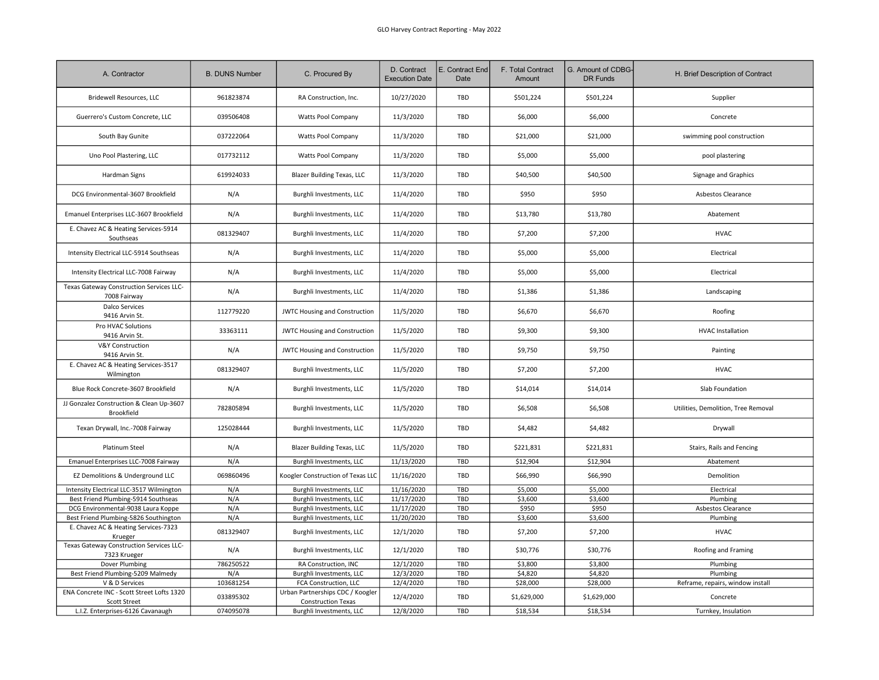GLO Harvey Contract Reporting - May 2022

| A. Contractor | B. DUNS Number | C. Procured By | D. Contract Execution Date | E. Contract End Date | F. Total Contract Amount | G. Amount of CDBG-DR Funds | H. Brief Description of Contract |
|---|---|---|---|---|---|---|---|
| Bridewell Resources, LLC | 961823874 | RA Construction, Inc. | 10/27/2020 | TBD | $501,224 | $501,224 | Supplier |
| Guerrero's Custom Concrete, LLC | 039506408 | Watts Pool Company | 11/3/2020 | TBD | $6,000 | $6,000 | Concrete |
| South Bay Gunite | 037222064 | Watts Pool Company | 11/3/2020 | TBD | $21,000 | $21,000 | swimming pool construction |
| Uno Pool Plastering, LLC | 017732112 | Watts Pool Company | 11/3/2020 | TBD | $5,000 | $5,000 | pool plastering |
| Hardman Signs | 619924033 | Blazer Building Texas, LLC | 11/3/2020 | TBD | $40,500 | $40,500 | Signage and Graphics |
| DCG Environmental-3607 Brookfield | N/A | Burghli Investments, LLC | 11/4/2020 | TBD | $950 | $950 | Asbestos Clearance |
| Emanuel Enterprises LLC-3607 Brookfield | N/A | Burghli Investments, LLC | 11/4/2020 | TBD | $13,780 | $13,780 | Abatement |
| E. Chavez AC & Heating Services-5914 Southseas | 081329407 | Burghli Investments, LLC | 11/4/2020 | TBD | $7,200 | $7,200 | HVAC |
| Intensity Electrical LLC-5914 Southseas | N/A | Burghli Investments, LLC | 11/4/2020 | TBD | $5,000 | $5,000 | Electrical |
| Intensity Electrical LLC-7008 Fairway | N/A | Burghli Investments, LLC | 11/4/2020 | TBD | $5,000 | $5,000 | Electrical |
| Texas Gateway Construction Services LLC-7008 Fairway | N/A | Burghli Investments, LLC | 11/4/2020 | TBD | $1,386 | $1,386 | Landscaping |
| Dalco Services 9416 Arvin St. | 112779220 | JWTC Housing and Construction | 11/5/2020 | TBD | $6,670 | $6,670 | Roofing |
| Pro HVAC Solutions 9416 Arvin St. | 33363111 | JWTC Housing and Construction | 11/5/2020 | TBD | $9,300 | $9,300 | HVAC Installation |
| V&Y Construction 9416 Arvin St. | N/A | JWTC Housing and Construction | 11/5/2020 | TBD | $9,750 | $9,750 | Painting |
| E. Chavez AC & Heating Services-3517 Wilmington | 081329407 | Burghli Investments, LLC | 11/5/2020 | TBD | $7,200 | $7,200 | HVAC |
| Blue Rock Concrete-3607 Brookfield | N/A | Burghli Investments, LLC | 11/5/2020 | TBD | $14,014 | $14,014 | Slab Foundation |
| JJ Gonzalez Construction & Clean Up-3607 Brookfield | 782805894 | Burghli Investments, LLC | 11/5/2020 | TBD | $6,508 | $6,508 | Utilities, Demolition, Tree Removal |
| Texan Drywall, Inc.-7008 Fairway | 125028444 | Burghli Investments, LLC | 11/5/2020 | TBD | $4,482 | $4,482 | Drywall |
| Platinum Steel | N/A | Blazer Building Texas, LLC | 11/5/2020 | TBD | $221,831 | $221,831 | Stairs, Rails and Fencing |
| Emanuel Enterprises LLC-7008 Fairway | N/A | Burghli Investments, LLC | 11/13/2020 | TBD | $12,904 | $12,904 | Abatement |
| EZ Demolitions & Underground LLC | 069860496 | Koogler Construction of Texas LLC | 11/16/2020 | TBD | $66,990 | $66,990 | Demolition |
| Intensity Electrical LLC-3517 Wilmington | N/A | Burghli Investments, LLC | 11/16/2020 | TBD | $5,000 | $5,000 | Electrical |
| Best Friend Plumbing-5914 Southseas | N/A | Burghli Investments, LLC | 11/17/2020 | TBD | $3,600 | $3,600 | Plumbing |
| DCG Environmental-9038 Laura Koppe | N/A | Burghli Investments, LLC | 11/17/2020 | TBD | $950 | $950 | Asbestos Clearance |
| Best Friend Plumbing-5826 Southington | N/A | Burghli Investments, LLC | 11/20/2020 | TBD | $3,600 | $3,600 | Plumbing |
| E. Chavez AC & Heating Services-7323 Krueger | 081329407 | Burghli Investments, LLC | 12/1/2020 | TBD | $7,200 | $7,200 | HVAC |
| Texas Gateway Construction Services LLC-7323 Krueger | N/A | Burghli Investments, LLC | 12/1/2020 | TBD | $30,776 | $30,776 | Roofing and Framing |
| Dover Plumbing | 786250522 | RA Construction, INC | 12/1/2020 | TBD | $3,800 | $3,800 | Plumbing |
| Best Friend Plumbing-5209 Malmedy | N/A | Burghli Investments, LLC | 12/3/2020 | TBD | $4,820 | $4,820 | Plumbing |
| V & D Services | 103681254 | FCA Construction, LLC | 12/4/2020 | TBD | $28,000 | $28,000 | Reframe, repairs, window install |
| ENA Concrete INC - Scott Street Lofts 1320 Scott Street | 033895302 | Urban Partnerships CDC / Koogler Construction Texas | 12/4/2020 | TBD | $1,629,000 | $1,629,000 | Concrete |
| L.I.Z. Enterprises-6126 Cavanaugh | 074095078 | Burghli Investments, LLC | 12/8/2020 | TBD | $18,534 | $18,534 | Turnkey, Insulation |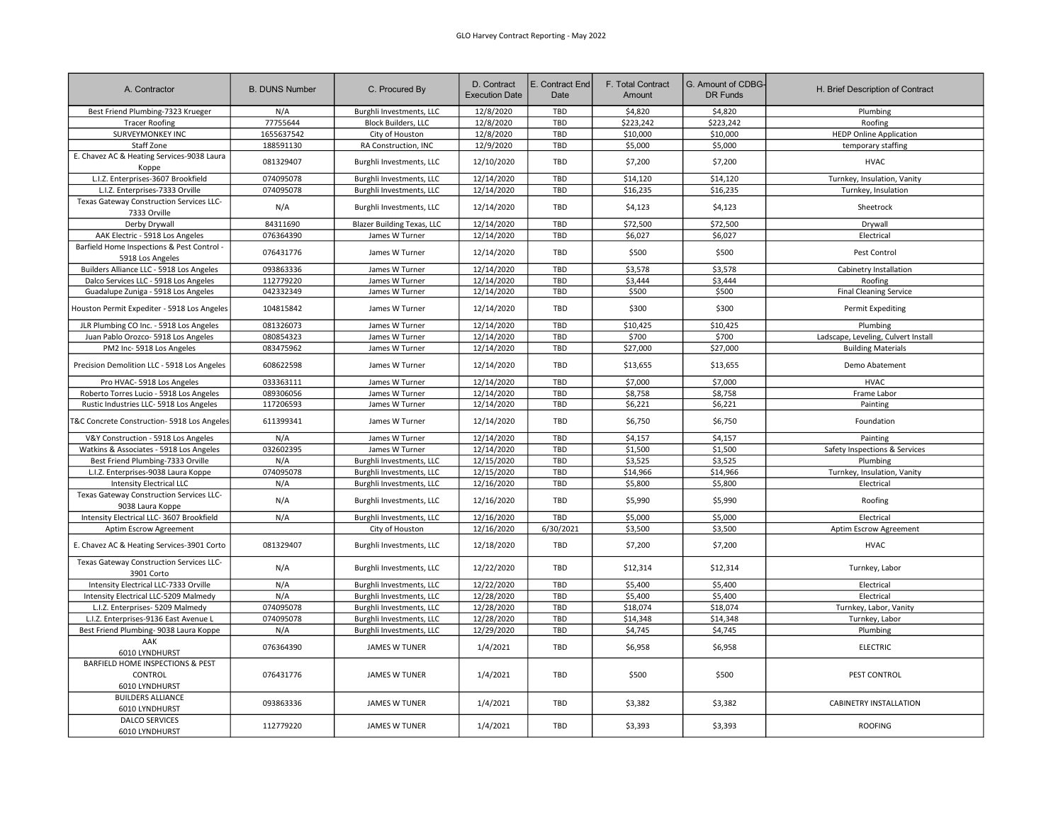GLO Harvey Contract Reporting - May 2022

| A. Contractor | B. DUNS Number | C. Procured By | D. Contract Execution Date | E. Contract End Date | F. Total Contract Amount | G. Amount of CDBG-DR Funds | H. Brief Description of Contract |
|---|---|---|---|---|---|---|---|
| Best Friend Plumbing-7323 Krueger | N/A | Burghli Investments, LLC | 12/8/2020 | TBD | $4,820 | $4,820 | Plumbing |
| Tracer Roofing | 77755644 | Block Builders, LLC | 12/8/2020 | TBD | $223,242 | $223,242 | Roofing |
| SURVEYMONKEY INC | 1655637542 | City of Houston | 12/8/2020 | TBD | $10,000 | $10,000 | HEDP Online Application |
| Staff Zone | 188591130 | RA Construction, INC | 12/9/2020 | TBD | $5,000 | $5,000 | temporary staffing |
| E. Chavez AC & Heating Services-9038 Laura Koppe | 081329407 | Burghli Investments, LLC | 12/10/2020 | TBD | $7,200 | $7,200 | HVAC |
| L.I.Z. Enterprises-3607 Brookfield | 074095078 | Burghli Investments, LLC | 12/14/2020 | TBD | $14,120 | $14,120 | Turnkey, Insulation, Vanity |
| L.I.Z. Enterprises-7333 Orville | 074095078 | Burghli Investments, LLC | 12/14/2020 | TBD | $16,235 | $16,235 | Turnkey, Insulation |
| Texas Gateway Construction Services LLC-7333 Orville | N/A | Burghli Investments, LLC | 12/14/2020 | TBD | $4,123 | $4,123 | Sheetrock |
| Derby Drywall | 84311690 | Blazer Building Texas, LLC | 12/14/2020 | TBD | $72,500 | $72,500 | Drywall |
| AAK Electric - 5918 Los Angeles | 076364390 | James W Turner | 12/14/2020 | TBD | $6,027 | $6,027 | Electrical |
| Barfield Home Inspections & Pest Control - 5918 Los Angeles | 076431776 | James W Turner | 12/14/2020 | TBD | $500 | $500 | Pest Control |
| Builders Alliance LLC - 5918 Los Angeles | 093863336 | James W Turner | 12/14/2020 | TBD | $3,578 | $3,578 | Cabinetry Installation |
| Dalco Services LLC - 5918 Los Angeles | 112779220 | James W Turner | 12/14/2020 | TBD | $3,444 | $3,444 | Roofing |
| Guadalupe Zuniga - 5918 Los Angeles | 042332349 | James W Turner | 12/14/2020 | TBD | $500 | $500 | Final Cleaning Service |
| Houston Permit Expediter - 5918 Los Angeles | 104815842 | James W Turner | 12/14/2020 | TBD | $300 | $300 | Permit Expediting |
| JLR Plumbing CO Inc. - 5918 Los Angeles | 081326073 | James W Turner | 12/14/2020 | TBD | $10,425 | $10,425 | Plumbing |
| Juan Pablo Orozco- 5918 Los Angeles | 080854323 | James W Turner | 12/14/2020 | TBD | $700 | $700 | Ladscape, Leveling, Culvert Install |
| PM2 Inc- 5918 Los Angeles | 083475962 | James W Turner | 12/14/2020 | TBD | $27,000 | $27,000 | Building Materials |
| Precision Demolition LLC - 5918 Los Angeles | 608622598 | James W Turner | 12/14/2020 | TBD | $13,655 | $13,655 | Demo Abatement |
| Pro HVAC- 5918 Los Angeles | 033363111 | James W Turner | 12/14/2020 | TBD | $7,000 | $7,000 | HVAC |
| Roberto Torres Lucio - 5918 Los Angeles | 089306056 | James W Turner | 12/14/2020 | TBD | $8,758 | $8,758 | Frame Labor |
| Rustic Industries LLC- 5918 Los Angeles | 117206593 | James W Turner | 12/14/2020 | TBD | $6,221 | $6,221 | Painting |
| T&C Concrete Construction- 5918 Los Angeles | 611399341 | James W Turner | 12/14/2020 | TBD | $6,750 | $6,750 | Foundation |
| V&Y Construction - 5918 Los Angeles | N/A | James W Turner | 12/14/2020 | TBD | $4,157 | $4,157 | Painting |
| Watkins & Associates - 5918 Los Angeles | 032602395 | James W Turner | 12/14/2020 | TBD | $1,500 | $1,500 | Safety Inspections & Services |
| Best Friend Plumbing-7333 Orville | N/A | Burghli Investments, LLC | 12/15/2020 | TBD | $3,525 | $3,525 | Plumbing |
| L.I.Z. Enterprises-9038 Laura Koppe | 074095078 | Burghli Investments, LLC | 12/15/2020 | TBD | $14,966 | $14,966 | Turnkey, Insulation, Vanity |
| Intensity Electrical LLC | N/A | Burghli Investments, LLC | 12/16/2020 | TBD | $5,800 | $5,800 | Electrical |
| Texas Gateway Construction Services LLC-9038 Laura Koppe | N/A | Burghli Investments, LLC | 12/16/2020 | TBD | $5,990 | $5,990 | Roofing |
| Intensity Electrical LLC- 3607 Brookfield | N/A | Burghli Investments, LLC | 12/16/2020 | TBD | $5,000 | $5,000 | Electrical |
| Aptim Escrow Agreement | | City of Houston | 12/16/2020 | 6/30/2021 | $3,500 | $3,500 | Aptim Escrow Agreement |
| E. Chavez AC & Heating Services-3901 Corto | 081329407 | Burghli Investments, LLC | 12/18/2020 | TBD | $7,200 | $7,200 | HVAC |
| Texas Gateway Construction Services LLC-3901 Corto | N/A | Burghli Investments, LLC | 12/22/2020 | TBD | $12,314 | $12,314 | Turnkey, Labor |
| Intensity Electrical LLC-7333 Orville | N/A | Burghli Investments, LLC | 12/22/2020 | TBD | $5,400 | $5,400 | Electrical |
| Intensity Electrical LLC-5209 Malmedy | N/A | Burghli Investments, LLC | 12/28/2020 | TBD | $5,400 | $5,400 | Electrical |
| L.I.Z. Enterprises- 5209 Malmedy | 074095078 | Burghli Investments, LLC | 12/28/2020 | TBD | $18,074 | $18,074 | Turnkey, Labor, Vanity |
| L.I.Z. Enterprises-9136 East Avenue L | 074095078 | Burghli Investments, LLC | 12/28/2020 | TBD | $14,348 | $14,348 | Turnkey, Labor |
| Best Friend Plumbing- 9038 Laura Koppe | N/A | Burghli Investments, LLC | 12/29/2020 | TBD | $4,745 | $4,745 | Plumbing |
| AAK 6010 LYNDHURST | 076364390 | JAMES W TUNER | 1/4/2021 | TBD | $6,958 | $6,958 | ELECTRIC |
| BARFIELD HOME INSPECTIONS & PEST CONTROL 6010 LYNDHURST | 076431776 | JAMES W TUNER | 1/4/2021 | TBD | $500 | $500 | PEST CONTROL |
| BUILDERS ALLIANCE 6010 LYNDHURST | 093863336 | JAMES W TUNER | 1/4/2021 | TBD | $3,382 | $3,382 | CABINETRY INSTALLATION |
| DALCO SERVICES 6010 LYNDHURST | 112779220 | JAMES W TUNER | 1/4/2021 | TBD | $3,393 | $3,393 | ROOFING |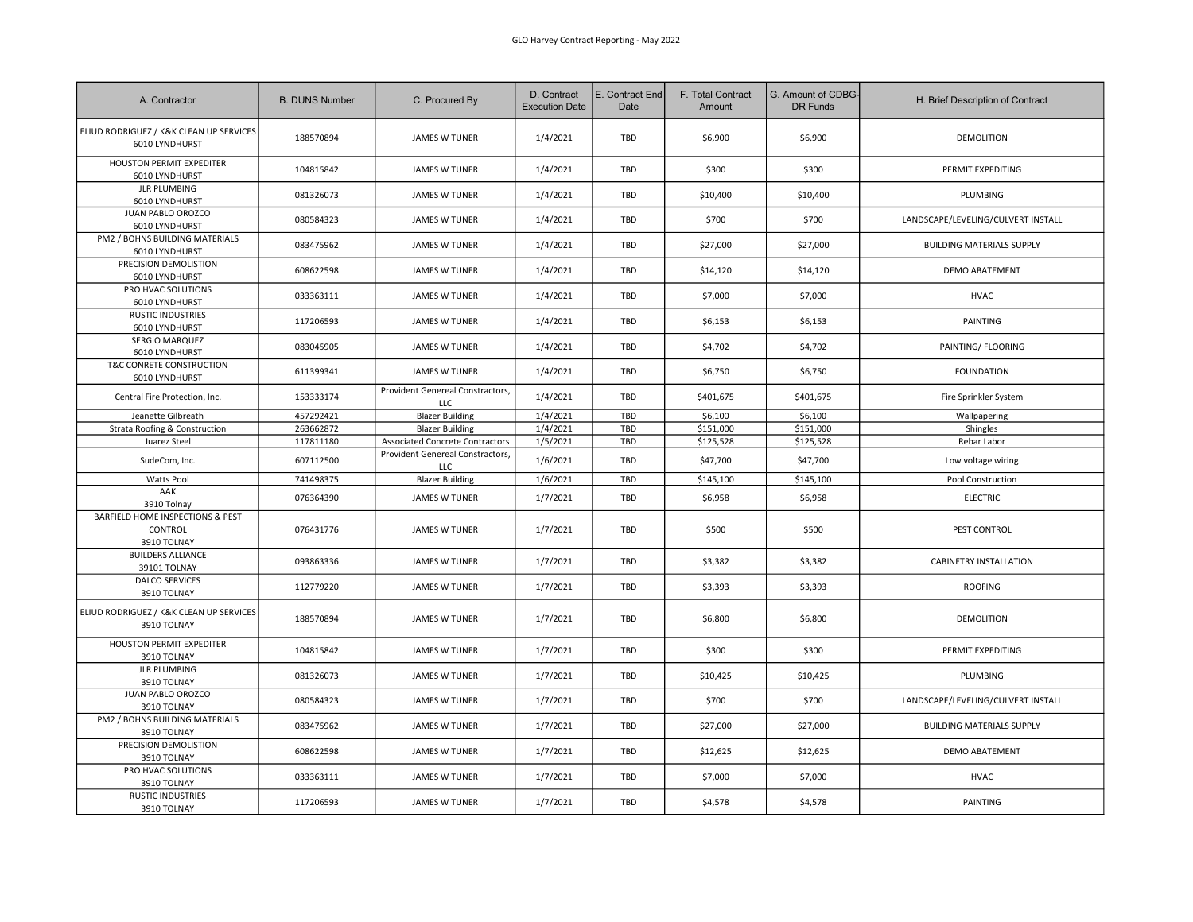GLO Harvey Contract Reporting - May 2022

| A. Contractor | B. DUNS Number | C. Procured By | D. Contract Execution Date | E. Contract End Date | F. Total Contract Amount | G. Amount of CDBG-DR Funds | H. Brief Description of Contract |
|---|---|---|---|---|---|---|---|
| ELIUD RODRIGUEZ / K&K CLEAN UP SERVICES 6010 LYNDHURST | 188570894 | JAMES W TUNER | 1/4/2021 | TBD | $6,900 | $6,900 | DEMOLITION |
| HOUSTON PERMIT EXPEDITER 6010 LYNDHURST | 104815842 | JAMES W TUNER | 1/4/2021 | TBD | $300 | $300 | PERMIT EXPEDITING |
| JLR PLUMBING 6010 LYNDHURST | 081326073 | JAMES W TUNER | 1/4/2021 | TBD | $10,400 | $10,400 | PLUMBING |
| JUAN PABLO OROZCO 6010 LYNDHURST | 080584323 | JAMES W TUNER | 1/4/2021 | TBD | $700 | $700 | LANDSCAPE/LEVELING/CULVERT INSTALL |
| PM2 / BOHNS BUILDING MATERIALS 6010 LYNDHURST | 083475962 | JAMES W TUNER | 1/4/2021 | TBD | $27,000 | $27,000 | BUILDING MATERIALS SUPPLY |
| PRECISION DEMOLISTION 6010 LYNDHURST | 608622598 | JAMES W TUNER | 1/4/2021 | TBD | $14,120 | $14,120 | DEMO ABATEMENT |
| PRO HVAC SOLUTIONS 6010 LYNDHURST | 033363111 | JAMES W TUNER | 1/4/2021 | TBD | $7,000 | $7,000 | HVAC |
| RUSTIC INDUSTRIES 6010 LYNDHURST | 117206593 | JAMES W TUNER | 1/4/2021 | TBD | $6,153 | $6,153 | PAINTING |
| SERGIO MARQUEZ 6010 LYNDHURST | 083045905 | JAMES W TUNER | 1/4/2021 | TBD | $4,702 | $4,702 | PAINTING/ FLOORING |
| T&C CONRETE CONSTRUCTION 6010 LYNDHURST | 611399341 | JAMES W TUNER | 1/4/2021 | TBD | $6,750 | $6,750 | FOUNDATION |
| Central Fire Protection, Inc. | 153333174 | Provident Genereal Constractors, LLC | 1/4/2021 | TBD | $401,675 | $401,675 | Fire Sprinkler System |
| Jeanette Gilbreath | 457292421 | Blazer Building | 1/4/2021 | TBD | $6,100 | $6,100 | Wallpapering |
| Strata Roofing & Construction | 263662872 | Blazer Building | 1/4/2021 | TBD | $151,000 | $151,000 | Shingles |
| Juarez Steel | 117811180 | Associated Concrete Contractors | 1/5/2021 | TBD | $125,528 | $125,528 | Rebar Labor |
| SudeCom, Inc. | 607112500 | Provident Genereal Constractors, LLC | 1/6/2021 | TBD | $47,700 | $47,700 | Low voltage wiring |
| Watts Pool | 741498375 | Blazer Building | 1/6/2021 | TBD | $145,100 | $145,100 | Pool Construction |
| AAK 3910 Tolnay | 076364390 | JAMES W TUNER | 1/7/2021 | TBD | $6,958 | $6,958 | ELECTRIC |
| BARFIELD HOME INSPECTIONS & PEST CONTROL 3910 TOLNAY | 076431776 | JAMES W TUNER | 1/7/2021 | TBD | $500 | $500 | PEST CONTROL |
| BUILDERS ALLIANCE 39101 TOLNAY | 093863336 | JAMES W TUNER | 1/7/2021 | TBD | $3,382 | $3,382 | CABINETRY INSTALLATION |
| DALCO SERVICES 3910 TOLNAY | 112779220 | JAMES W TUNER | 1/7/2021 | TBD | $3,393 | $3,393 | ROOFING |
| ELIUD RODRIGUEZ / K&K CLEAN UP SERVICES 3910 TOLNAY | 188570894 | JAMES W TUNER | 1/7/2021 | TBD | $6,800 | $6,800 | DEMOLITION |
| HOUSTON PERMIT EXPEDITER 3910 TOLNAY | 104815842 | JAMES W TUNER | 1/7/2021 | TBD | $300 | $300 | PERMIT EXPEDITING |
| JLR PLUMBING 3910 TOLNAY | 081326073 | JAMES W TUNER | 1/7/2021 | TBD | $10,425 | $10,425 | PLUMBING |
| JUAN PABLO OROZCO 3910 TOLNAY | 080584323 | JAMES W TUNER | 1/7/2021 | TBD | $700 | $700 | LANDSCAPE/LEVELING/CULVERT INSTALL |
| PM2 / BOHNS BUILDING MATERIALS 3910 TOLNAY | 083475962 | JAMES W TUNER | 1/7/2021 | TBD | $27,000 | $27,000 | BUILDING MATERIALS SUPPLY |
| PRECISION DEMOLISTION 3910 TOLNAY | 608622598 | JAMES W TUNER | 1/7/2021 | TBD | $12,625 | $12,625 | DEMO ABATEMENT |
| PRO HVAC SOLUTIONS 3910 TOLNAY | 033363111 | JAMES W TUNER | 1/7/2021 | TBD | $7,000 | $7,000 | HVAC |
| RUSTIC INDUSTRIES 3910 TOLNAY | 117206593 | JAMES W TUNER | 1/7/2021 | TBD | $4,578 | $4,578 | PAINTING |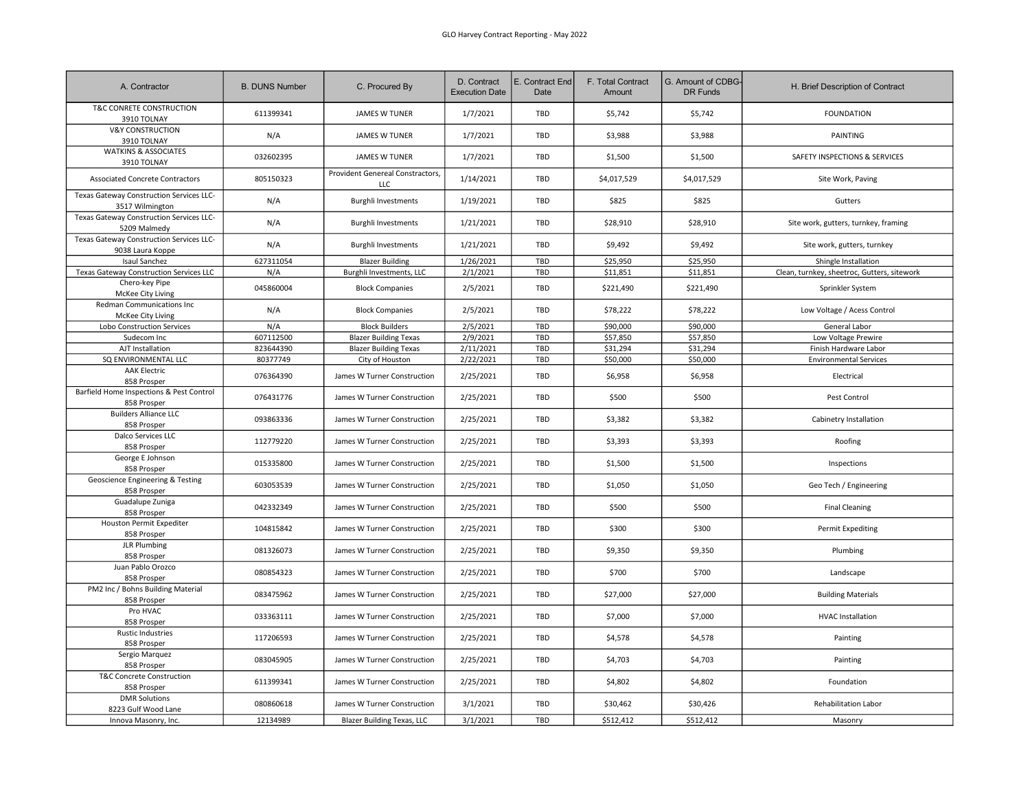GLO Harvey Contract Reporting - May 2022

| A. Contractor | B. DUNS Number | C. Procured By | D. Contract Execution Date | E. Contract End Date | F. Total Contract Amount | G. Amount of CDBG-DR Funds | H. Brief Description of Contract |
|---|---|---|---|---|---|---|---|
| T&C CONRETE CONSTRUCTION 3910 TOLNAY | 611399341 | JAMES W TUNER | 1/7/2021 | TBD | $5,742 | $5,742 | FOUNDATION |
| V&Y CONSTRUCTION 3910 TOLNAY | N/A | JAMES W TUNER | 1/7/2021 | TBD | $3,988 | $3,988 | PAINTING |
| WATKINS & ASSOCIATES 3910 TOLNAY | 032602395 | JAMES W TUNER | 1/7/2021 | TBD | $1,500 | $1,500 | SAFETY INSPECTIONS & SERVICES |
| Associated Concrete Contractors | 805150323 | Provident Genereal Constructors, LLC | 1/14/2021 | TBD | $4,017,529 | $4,017,529 | Site Work, Paving |
| Texas Gateway Construction Services LLC- 3517 Wilmington | N/A | Burghli Investments | 1/19/2021 | TBD | $825 | $825 | Gutters |
| Texas Gateway Construction Services LLC- 5209 Malmedy | N/A | Burghli Investments | 1/21/2021 | TBD | $28,910 | $28,910 | Site work, gutters, turnkey, framing |
| Texas Gateway Construction Services LLC- 9038 Laura Koppe | N/A | Burghli Investments | 1/21/2021 | TBD | $9,492 | $9,492 | Site work, gutters, turnkey |
| Isaul Sanchez | 627311054 | Blazer Building | 1/26/2021 | TBD | $25,950 | $25,950 | Shingle Installation |
| Texas Gateway Construction Services LLC | N/A | Burghli Investments, LLC | 2/1/2021 | TBD | $11,851 | $11,851 | Clean, turnkey, sheetroc, Gutters, sitework |
| Chero-key Pipe McKee City Living | 045860004 | Block Companies | 2/5/2021 | TBD | $221,490 | $221,490 | Sprinkler System |
| Redman Communications Inc McKee City Living | N/A | Block Companies | 2/5/2021 | TBD | $78,222 | $78,222 | Low Voltage / Acess Control |
| Lobo Construction Services | N/A | Block Builders | 2/5/2021 | TBD | $90,000 | $90,000 | General Labor |
| Sudecom Inc | 607112500 | Blazer Building Texas | 2/9/2021 | TBD | $57,850 | $57,850 | Low Voltage Prewire |
| AJT Installation | 823644390 | Blazer Building Texas | 2/11/2021 | TBD | $31,294 | $31,294 | Finish Hardware Labor |
| SQ ENVIRONMENTAL LLC | 80377749 | City of Houston | 2/22/2021 | TBD | $50,000 | $50,000 | Environmental Services |
| AAK Electric 858 Prosper | 076364390 | James W Turner Construction | 2/25/2021 | TBD | $6,958 | $6,958 | Electrical |
| Barfield Home Inspections & Pest Control 858 Prosper | 076431776 | James W Turner Construction | 2/25/2021 | TBD | $500 | $500 | Pest Control |
| Builders Alliance LLC 858 Prosper | 093863336 | James W Turner Construction | 2/25/2021 | TBD | $3,382 | $3,382 | Cabinetry Installation |
| Dalco Services LLC 858 Prosper | 112779220 | James W Turner Construction | 2/25/2021 | TBD | $3,393 | $3,393 | Roofing |
| George E Johnson 858 Prosper | 015335800 | James W Turner Construction | 2/25/2021 | TBD | $1,500 | $1,500 | Inspections |
| Geoscience Engineering & Testing 858 Prosper | 603053539 | James W Turner Construction | 2/25/2021 | TBD | $1,050 | $1,050 | Geo Tech / Engineering |
| Guadalupe Zuniga 858 Prosper | 042332349 | James W Turner Construction | 2/25/2021 | TBD | $500 | $500 | Final Cleaning |
| Houston Permit Expediter 858 Prosper | 104815842 | James W Turner Construction | 2/25/2021 | TBD | $300 | $300 | Permit Expediting |
| JLR Plumbing 858 Prosper | 081326073 | James W Turner Construction | 2/25/2021 | TBD | $9,350 | $9,350 | Plumbing |
| Juan Pablo Orozco 858 Prosper | 080854323 | James W Turner Construction | 2/25/2021 | TBD | $700 | $700 | Landscape |
| PM2 Inc / Bohns Building Material 858 Prosper | 083475962 | James W Turner Construction | 2/25/2021 | TBD | $27,000 | $27,000 | Building Materials |
| Pro HVAC 858 Prosper | 033363111 | James W Turner Construction | 2/25/2021 | TBD | $7,000 | $7,000 | HVAC Installation |
| Rustic Industries 858 Prosper | 117206593 | James W Turner Construction | 2/25/2021 | TBD | $4,578 | $4,578 | Painting |
| Sergio Marquez 858 Prosper | 083045905 | James W Turner Construction | 2/25/2021 | TBD | $4,703 | $4,703 | Painting |
| T&C Concrete Construction 858 Prosper | 611399341 | James W Turner Construction | 2/25/2021 | TBD | $4,802 | $4,802 | Foundation |
| DMR Solutions 8223 Gulf Wood Lane | 080860618 | James W Turner Construction | 3/1/2021 | TBD | $30,462 | $30,426 | Rehabilitation Labor |
| Innova Masonry, Inc. | 12134989 | Blazer Building Texas, LLC | 3/1/2021 | TBD | $512,412 | $512,412 | Masonry |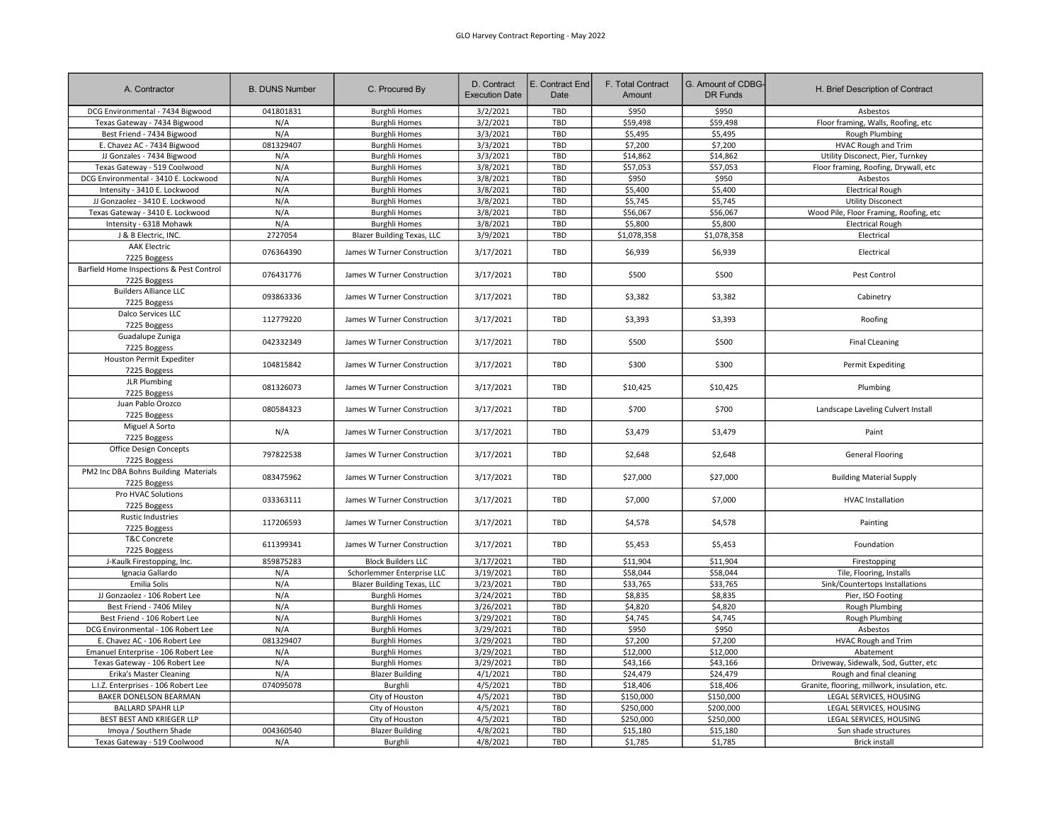GLO Harvey Contract Reporting - May 2022

| A. Contractor | B. DUNS Number | C. Procured By | D. Contract Execution Date | E. Contract End Date | F. Total Contract Amount | G. Amount of CDBG-DR Funds | H. Brief Description of Contract |
|---|---|---|---|---|---|---|---|
| DCG Environmental - 7434 Bigwood | 041801831 | Burghli Homes | 3/2/2021 | TBD | $950 | $950 | Asbestos |
| Texas Gateway - 7434 Bigwood | N/A | Burghli Homes | 3/2/2021 | TBD | $59,498 | $59,498 | Floor framing, Walls, Roofing, etc |
| Best Friend - 7434 Bigwood | N/A | Burghli Homes | 3/3/2021 | TBD | $5,495 | $5,495 | Rough Plumbing |
| E. Chavez AC - 7434 Bigwood | 081329407 | Burghli Homes | 3/3/2021 | TBD | $7,200 | $7,200 | HVAC Rough and Trim |
| JJ Gonzales - 7434 Bigwood | N/A | Burghli Homes | 3/3/2021 | TBD | $14,862 | $14,862 | Utility Disconect, Pier, Turnkey |
| Texas Gateway - 519 Coolwood | N/A | Burghli Homes | 3/8/2021 | TBD | $57,053 | $57,053 | Floor framing, Roofing, Drywall, etc |
| DCG Environmental - 3410 E. Lockwood | N/A | Burghli Homes | 3/8/2021 | TBD | $950 | $950 | Asbestos |
| Intensity - 3410 E. Lockwood | N/A | Burghli Homes | 3/8/2021 | TBD | $5,400 | $5,400 | Electrical Rough |
| JJ Gonzaolez - 3410 E. Lockwood | N/A | Burghli Homes | 3/8/2021 | TBD | $5,745 | $5,745 | Utility Disconect |
| Texas Gateway - 3410 E. Lockwood | N/A | Burghli Homes | 3/8/2021 | TBD | $56,067 | $56,067 | Wood Pile, Floor Framing, Roofing, etc |
| Intensity - 6318 Mohawk | N/A | Burghli Homes | 3/8/2021 | TBD | $5,800 | $5,800 | Electrical Rough |
| J & B Electric, INC. | 2727054 | Blazer Building Texas, LLC | 3/9/2021 | TBD | $1,078,358 | $1,078,358 | Electrical |
| AAK Electric 7225 Boggess | 076364390 | James W Turner Construction | 3/17/2021 | TBD | $6,939 | $6,939 | Electrical |
| Barfield Home Inspections & Pest Control 7225 Boggess | 076431776 | James W Turner Construction | 3/17/2021 | TBD | $500 | $500 | Pest Control |
| Builders Alliance LLC 7225 Boggess | 093863336 | James W Turner Construction | 3/17/2021 | TBD | $3,382 | $3,382 | Cabinetry |
| Dalco Services LLC 7225 Boggess | 112779220 | James W Turner Construction | 3/17/2021 | TBD | $3,393 | $3,393 | Roofing |
| Guadalupe Zuniga 7225 Boggess | 042332349 | James W Turner Construction | 3/17/2021 | TBD | $500 | $500 | Final CLeaning |
| Houston Permit Expediter 7225 Boggess | 104815842 | James W Turner Construction | 3/17/2021 | TBD | $300 | $300 | Permit Expediting |
| JLR Plumbing 7225 Boggess | 081326073 | James W Turner Construction | 3/17/2021 | TBD | $10,425 | $10,425 | Plumbing |
| Juan Pablo Orozco 7225 Boggess | 080584323 | James W Turner Construction | 3/17/2021 | TBD | $700 | $700 | Landscape Laveling Culvert Install |
| Miguel A Sorto 7225 Boggess | N/A | James W Turner Construction | 3/17/2021 | TBD | $3,479 | $3,479 | Paint |
| Office Design Concepts 7225 Boggess | 797822538 | James W Turner Construction | 3/17/2021 | TBD | $2,648 | $2,648 | General Flooring |
| PM2 Inc DBA Bohns Building Materials 7225 Boggess | 083475962 | James W Turner Construction | 3/17/2021 | TBD | $27,000 | $27,000 | Building Material Supply |
| Pro HVAC Solutions 7225 Boggess | 033363111 | James W Turner Construction | 3/17/2021 | TBD | $7,000 | $7,000 | HVAC Installation |
| Rustic Industries 7225 Boggess | 117206593 | James W Turner Construction | 3/17/2021 | TBD | $4,578 | $4,578 | Painting |
| T&C Concrete 7225 Boggess | 611399341 | James W Turner Construction | 3/17/2021 | TBD | $5,453 | $5,453 | Foundation |
| J-Kaulk Firestopping, Inc. | 859875283 | Block Builders LLC | 3/17/2021 | TBD | $11,904 | $11,904 | Firestopping |
| Ignacia Gallardo | N/A | Schorlemmer Enterprise LLC | 3/19/2021 | TBD | $58,044 | $58,044 | Tile, Flooring, Installs |
| Emilia Solis | N/A | Blazer Building Texas, LLC | 3/23/2021 | TBD | $33,765 | $33,765 | Sink/Countertops Installations |
| JJ Gonzaolez - 106 Robert Lee | N/A | Burghli Homes | 3/24/2021 | TBD | $8,835 | $8,835 | Pier, ISO Footing |
| Best Friend - 7406 Miley | N/A | Burghli Homes | 3/26/2021 | TBD | $4,820 | $4,820 | Rough Plumbing |
| Best Friend - 106 Robert Lee | N/A | Burghli Homes | 3/29/2021 | TBD | $4,745 | $4,745 | Rough Plumbing |
| DCG Environmental - 106 Robert Lee | N/A | Burghli Homes | 3/29/2021 | TBD | $950 | $950 | Asbestos |
| E. Chavez AC - 106 Robert Lee | 081329407 | Burghli Homes | 3/29/2021 | TBD | $7,200 | $7,200 | HVAC Rough and Trim |
| Emanuel Enterprise - 106 Robert Lee | N/A | Burghli Homes | 3/29/2021 | TBD | $12,000 | $12,000 | Abatement |
| Texas Gateway - 106 Robert Lee | N/A | Burghli Homes | 3/29/2021 | TBD | $43,166 | $43,166 | Driveway, Sidewalk, Sod, Gutter, etc |
| Erika's Master Cleaning | N/A | Blazer Building | 4/1/2021 | TBD | $24,479 | $24,479 | Rough and final cleaning |
| L.I.Z. Enterprises - 106 Robert Lee | 074095078 | Burghli | 4/5/2021 | TBD | $18,406 | $18,406 | Granite, flooring, millwork, insulation, etc. |
| BAKER DONELSON BEARMAN | | City of Houston | 4/5/2021 | TBD | $150,000 | $150,000 | LEGAL SERVICES, HOUSING |
| BALLARD SPAHR LLP | | City of Houston | 4/5/2021 | TBD | $250,000 | $200,000 | LEGAL SERVICES, HOUSING |
| BEST BEST AND KRIEGER LLP | | City of Houston | 4/5/2021 | TBD | $250,000 | $250,000 | LEGAL SERVICES, HOUSING |
| Imoya / Southern Shade | 004360540 | Blazer Building | 4/8/2021 | TBD | $15,180 | $15,180 | Sun shade structures |
| Texas Gateway - 519 Coolwood | N/A | Burghli | 4/8/2021 | TBD | $1,785 | $1,785 | Brick install |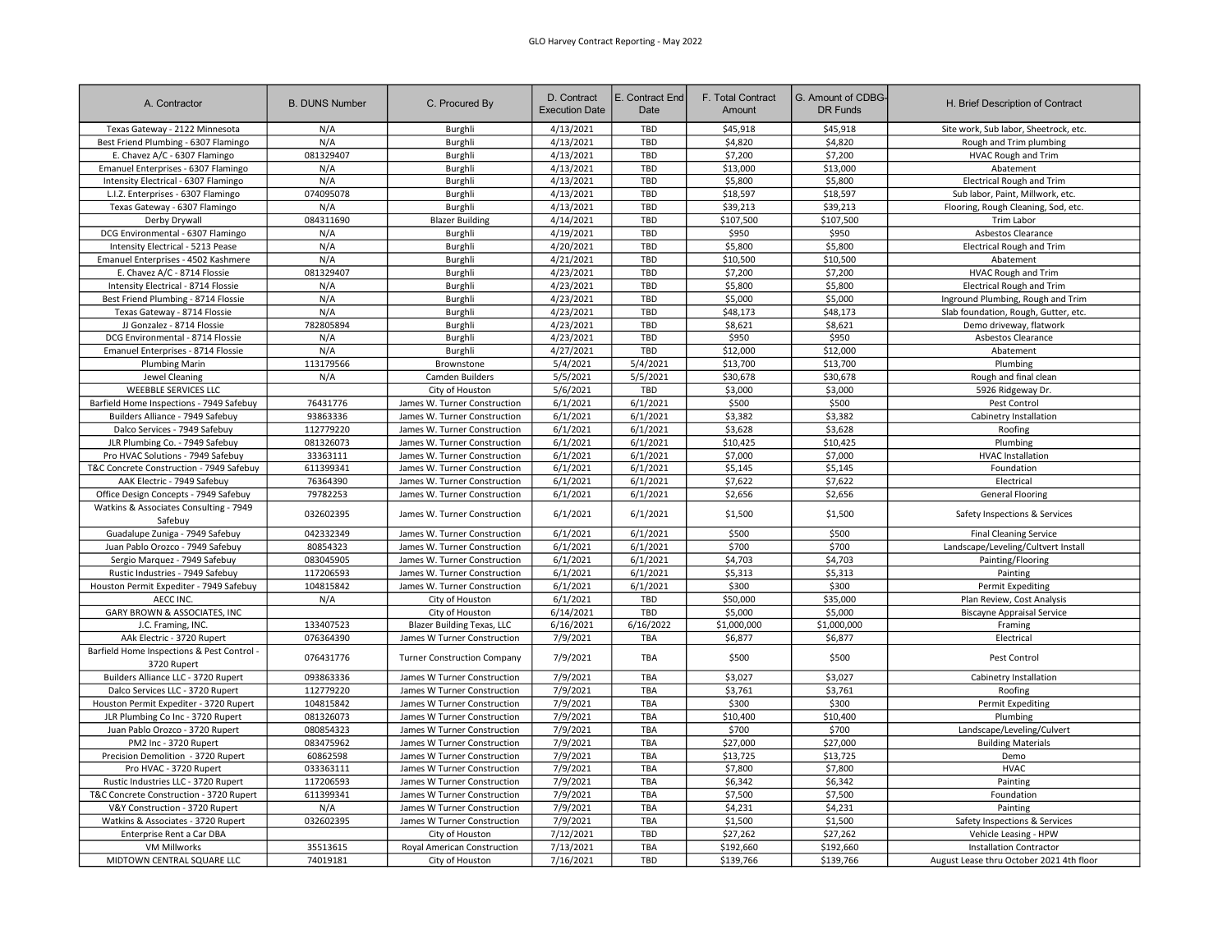GLO Harvey Contract Reporting - May 2022

| A. Contractor | B. DUNS Number | C. Procured By | D. Contract Execution Date | E. Contract End Date | F. Total Contract Amount | G. Amount of CDBG-DR Funds | H. Brief Description of Contract |
|---|---|---|---|---|---|---|---|
| Texas Gateway - 2122 Minnesota | N/A | Burghli | 4/13/2021 | TBD | $45,918 | $45,918 | Site work, Sub labor, Sheetrock, etc. |
| Best Friend Plumbing - 6307 Flamingo | N/A | Burghli | 4/13/2021 | TBD | $4,820 | $4,820 | Rough and Trim plumbing |
| E. Chavez A/C - 6307 Flamingo | 081329407 | Burghli | 4/13/2021 | TBD | $7,200 | $7,200 | HVAC Rough and Trim |
| Emanuel Enterprises - 6307 Flamingo | N/A | Burghli | 4/13/2021 | TBD | $13,000 | $13,000 | Abatement |
| Intensity Electrical - 6307 Flamingo | N/A | Burghli | 4/13/2021 | TBD | $5,800 | $5,800 | Electrical Rough and Trim |
| L.I.Z. Enterprises - 6307 Flamingo | 074095078 | Burghli | 4/13/2021 | TBD | $18,597 | $18,597 | Sub labor, Paint, Millwork, etc. |
| Texas Gateway - 6307 Flamingo | N/A | Burghli | 4/13/2021 | TBD | $39,213 | $39,213 | Flooring, Rough Cleaning, Sod, etc. |
| Derby Drywall | 084311690 | Blazer Building | 4/14/2021 | TBD | $107,500 | $107,500 | Trim Labor |
| DCG Environmental - 6307 Flamingo | N/A | Burghli | 4/19/2021 | TBD | $950 | $950 | Asbestos Clearance |
| Intensity Electrical - 5213 Pease | N/A | Burghli | 4/20/2021 | TBD | $5,800 | $5,800 | Electrical Rough and Trim |
| Emanuel Enterprises - 4502 Kashmere | N/A | Burghli | 4/21/2021 | TBD | $10,500 | $10,500 | Abatement |
| E. Chavez A/C - 8714 Flossie | 081329407 | Burghli | 4/23/2021 | TBD | $7,200 | $7,200 | HVAC Rough and Trim |
| Intensity Electrical - 8714 Flossie | N/A | Burghli | 4/23/2021 | TBD | $5,800 | $5,800 | Electrical Rough and Trim |
| Best Friend Plumbing - 8714 Flossie | N/A | Burghli | 4/23/2021 | TBD | $5,000 | $5,000 | Inground Plumbing, Rough and Trim |
| Texas Gateway - 8714 Flossie | N/A | Burghli | 4/23/2021 | TBD | $48,173 | $48,173 | Slab foundation, Rough, Gutter, etc. |
| JJ Gonzalez - 8714 Flossie | 782805894 | Burghli | 4/23/2021 | TBD | $8,621 | $8,621 | Demo driveway, flatwork |
| DCG Environmental - 8714 Flossie | N/A | Burghli | 4/23/2021 | TBD | $950 | $950 | Asbestos Clearance |
| Emanuel Enterprises - 8714 Flossie | N/A | Burghli | 4/27/2021 | TBD | $12,000 | $12,000 | Abatement |
| Plumbing Marin | 113179566 | Brownstone | 5/4/2021 | 5/4/2021 | $13,700 | $13,700 | Plumbing |
| Jewel Cleaning | N/A | Camden Builders | 5/5/2021 | 5/5/2021 | $30,678 | $30,678 | Rough and final clean |
| WEEBBLE SERVICES LLC | | City of Houston | 5/6/2021 | TBD | $3,000 | $3,000 | 5926 Ridgeway Dr. |
| Barfield Home Inspections - 7949 Safebuy | 76431776 | James W. Turner Construction | 6/1/2021 | 6/1/2021 | $500 | $500 | Pest Control |
| Builders Alliance - 7949 Safebuy | 93863336 | James W. Turner Construction | 6/1/2021 | 6/1/2021 | $3,382 | $3,382 | Cabinetry Installation |
| Dalco Services - 7949 Safebuy | 112779220 | James W. Turner Construction | 6/1/2021 | 6/1/2021 | $3,628 | $3,628 | Roofing |
| JLR Plumbing Co. - 7949 Safebuy | 081326073 | James W. Turner Construction | 6/1/2021 | 6/1/2021 | $10,425 | $10,425 | Plumbing |
| Pro HVAC Solutions - 7949 Safebuy | 33363111 | James W. Turner Construction | 6/1/2021 | 6/1/2021 | $7,000 | $7,000 | HVAC Installation |
| T&C Concrete Construction - 7949 Safebuy | 611399341 | James W. Turner Construction | 6/1/2021 | 6/1/2021 | $5,145 | $5,145 | Foundation |
| AAK Electric - 7949 Safebuy | 76364390 | James W. Turner Construction | 6/1/2021 | 6/1/2021 | $7,622 | $7,622 | Electrical |
| Office Design Concepts - 7949 Safebuy | 79782253 | James W. Turner Construction | 6/1/2021 | 6/1/2021 | $2,656 | $2,656 | General Flooring |
| Watkins & Associates Consulting - 7949 Safebuy | 032602395 | James W. Turner Construction | 6/1/2021 | 6/1/2021 | $1,500 | $1,500 | Safety Inspections & Services |
| Guadalupe Zuniga - 7949 Safebuy | 042332349 | James W. Turner Construction | 6/1/2021 | 6/1/2021 | $500 | $500 | Final Cleaning Service |
| Juan Pablo Orozco - 7949 Safebuy | 80854323 | James W. Turner Construction | 6/1/2021 | 6/1/2021 | $700 | $700 | Landscape/Leveling/Cultvert Install |
| Sergio Marquez - 7949 Safebuy | 083045905 | James W. Turner Construction | 6/1/2021 | 6/1/2021 | $4,703 | $4,703 | Painting/Flooring |
| Rustic Industries - 7949 Safebuy | 117206593 | James W. Turner Construction | 6/1/2021 | 6/1/2021 | $5,313 | $5,313 | Painting |
| Houston Permit Expediter - 7949 Safebuy | 104815842 | James W. Turner Construction | 6/1/2021 | 6/1/2021 | $300 | $300 | Permit Expediting |
| AECC INC. | N/A | City of Houston | 6/1/2021 | TBD | $50,000 | $35,000 | Plan Review, Cost Analysis |
| GARY BROWN & ASSOCIATES, INC | | City of Houston | 6/14/2021 | TBD | $5,000 | $5,000 | Biscayne Appraisal Service |
| J.C. Framing, INC. | 133407523 | Blazer Building Texas, LLC | 6/16/2021 | 6/16/2022 | $1,000,000 | $1,000,000 | Framing |
| AAk Electric - 3720 Rupert | 076364390 | James W Turner Construction | 7/9/2021 | TBA | $6,877 | $6,877 | Electrical |
| Barfield Home Inspections & Pest Control - 3720 Rupert | 076431776 | Turner Construction Company | 7/9/2021 | TBA | $500 | $500 | Pest Control |
| Builders Alliance LLC - 3720 Rupert | 093863336 | James W Turner Construction | 7/9/2021 | TBA | $3,027 | $3,027 | Cabinetry Installation |
| Dalco Services LLC - 3720 Rupert | 112779220 | James W Turner Construction | 7/9/2021 | TBA | $3,761 | $3,761 | Roofing |
| Houston Permit Expediter - 3720 Rupert | 104815842 | James W Turner Construction | 7/9/2021 | TBA | $300 | $300 | Permit Expediting |
| JLR Plumbing Co Inc - 3720 Rupert | 081326073 | James W Turner Construction | 7/9/2021 | TBA | $10,400 | $10,400 | Plumbing |
| Juan Pablo Orozco - 3720 Rupert | 080854323 | James W Turner Construction | 7/9/2021 | TBA | $700 | $700 | Landscape/Leveling/Culvert |
| PM2 Inc - 3720 Rupert | 083475962 | James W Turner Construction | 7/9/2021 | TBA | $27,000 | $27,000 | Building Materials |
| Precision Demolition - 3720 Rupert | 60862598 | James W Turner Construction | 7/9/2021 | TBA | $13,725 | $13,725 | Demo |
| Pro HVAC - 3720 Rupert | 033363111 | James W Turner Construction | 7/9/2021 | TBA | $7,800 | $7,800 | HVAC |
| Rustic Industries LLC - 3720 Rupert | 117206593 | James W Turner Construction | 7/9/2021 | TBA | $6,342 | $6,342 | Painting |
| T&C Concrete Construction - 3720 Rupert | 611399341 | James W Turner Construction | 7/9/2021 | TBA | $7,500 | $7,500 | Foundation |
| V&Y Construction - 3720 Rupert | N/A | James W Turner Construction | 7/9/2021 | TBA | $4,231 | $4,231 | Painting |
| Watkins & Associates - 3720 Rupert | 032602395 | James W Turner Construction | 7/9/2021 | TBA | $1,500 | $1,500 | Safety Inspections & Services |
| Enterprise Rent a Car DBA | | City of Houston | 7/12/2021 | TBD | $27,262 | $27,262 | Vehicle Leasing - HPW |
| VM Millworks | 35513615 | Royal American Construction | 7/13/2021 | TBA | $192,660 | $192,660 | Installation Contractor |
| MIDTOWN CENTRAL SQUARE LLC | 74019181 | City of Houston | 7/16/2021 | TBD | $139,766 | $139,766 | August Lease thru October 2021 4th floor |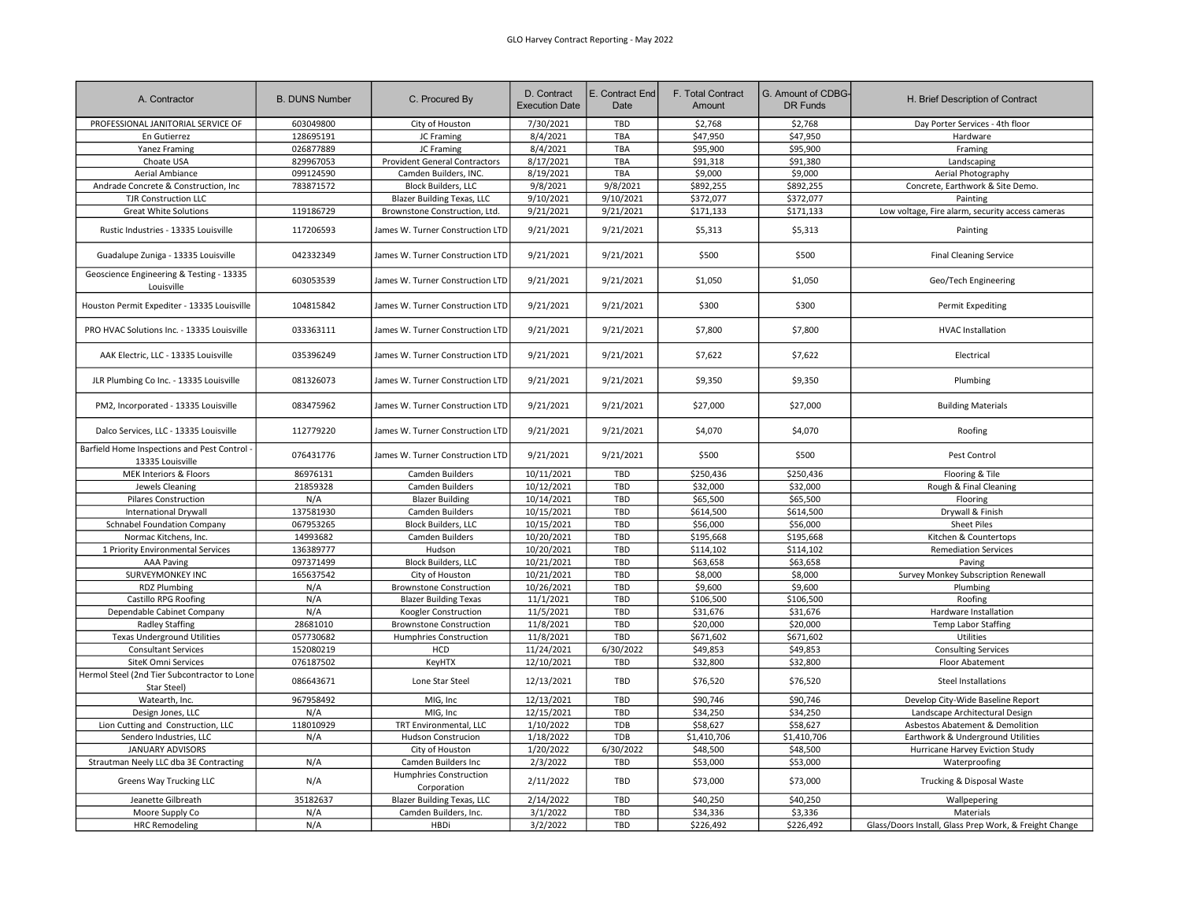GLO Harvey Contract Reporting - May 2022

| A. Contractor | B. DUNS Number | C. Procured By | D. Contract Execution Date | E. Contract End Date | F. Total Contract Amount | G. Amount of CDBG-DR Funds | H. Brief Description of Contract |
|---|---|---|---|---|---|---|---|
| PROFESSIONAL JANITORIAL SERVICE OF | 603049800 | City of Houston | 7/30/2021 | TBD | $2,768 | $2,768 | Day Porter Services - 4th floor |
| En Gutierrez | 128695191 | JC Framing | 8/4/2021 | TBA | $47,950 | $47,950 | Hardware |
| Yanez Framing | 026877889 | JC Framing | 8/4/2021 | TBA | $95,900 | $95,900 | Framing |
| Choate USA | 829967053 | Provident General Contractors | 8/17/2021 | TBA | $91,318 | $91,380 | Landscaping |
| Aerial Ambiance | 099124590 | Camden Builders, INC. | 8/19/2021 | TBA | $9,000 | $9,000 | Aerial Photography |
| Andrade Concrete & Construction, Inc | 783871572 | Block Builders, LLC | 9/8/2021 | 9/8/2021 | $892,255 | $892,255 | Concrete, Earthwork & Site Demo. |
| TJR Construction LLC | | Blazer Building Texas, LLC | 9/10/2021 | 9/10/2021 | $372,077 | $372,077 | Painting |
| Great White Solutions | 119186729 | Brownstone Construction, Ltd. | 9/21/2021 | 9/21/2021 | $171,133 | $171,133 | Low voltage, Fire alarm, security access cameras |
| Rustic Industries - 13335 Louisville | 117206593 | James W. Turner Construction LTD | 9/21/2021 | 9/21/2021 | $5,313 | $5,313 | Painting |
| Guadalupe Zuniga - 13335 Louisville | 042332349 | James W. Turner Construction LTD | 9/21/2021 | 9/21/2021 | $500 | $500 | Final Cleaning Service |
| Geoscience Engineering & Testing - 13335 Louisville | 603053539 | James W. Turner Construction LTD | 9/21/2021 | 9/21/2021 | $1,050 | $1,050 | Geo/Tech Engineering |
| Houston Permit Expediter - 13335 Louisville | 104815842 | James W. Turner Construction LTD | 9/21/2021 | 9/21/2021 | $300 | $300 | Permit Expediting |
| PRO HVAC Solutions Inc. - 13335 Louisville | 033363111 | James W. Turner Construction LTD | 9/21/2021 | 9/21/2021 | $7,800 | $7,800 | HVAC Installation |
| AAK Electric, LLC - 13335 Louisville | 035396249 | James W. Turner Construction LTD | 9/21/2021 | 9/21/2021 | $7,622 | $7,622 | Electrical |
| JLR Plumbing Co Inc. - 13335 Louisville | 081326073 | James W. Turner Construction LTD | 9/21/2021 | 9/21/2021 | $9,350 | $9,350 | Plumbing |
| PM2, Incorporated - 13335 Louisville | 083475962 | James W. Turner Construction LTD | 9/21/2021 | 9/21/2021 | $27,000 | $27,000 | Building Materials |
| Dalco Services, LLC - 13335 Louisville | 112779220 | James W. Turner Construction LTD | 9/21/2021 | 9/21/2021 | $4,070 | $4,070 | Roofing |
| Barfield Home Inspections and Pest Control - 13335 Louisville | 076431776 | James W. Turner Construction LTD | 9/21/2021 | 9/21/2021 | $500 | $500 | Pest Control |
| MEK Interiors & Floors | 86976131 | Camden Builders | 10/11/2021 | TBD | $250,436 | $250,436 | Flooring & Tile |
| Jewels Cleaning | 21859328 | Camden Builders | 10/12/2021 | TBD | $32,000 | $32,000 | Rough & Final Cleaning |
| Pilares Construction | N/A | Blazer Building | 10/14/2021 | TBD | $65,500 | $65,500 | Flooring |
| International Drywall | 137581930 | Camden Builders | 10/15/2021 | TBD | $614,500 | $614,500 | Drywall & Finish |
| Schnabel Foundation Company | 067953265 | Block Builders, LLC | 10/15/2021 | TBD | $56,000 | $56,000 | Sheet Piles |
| Normac Kitchens, Inc. | 14993682 | Camden Builders | 10/20/2021 | TBD | $195,668 | $195,668 | Kitchen & Countertops |
| 1 Priority Environmental Services | 136389777 | Hudson | 10/20/2021 | TBD | $114,102 | $114,102 | Remediation Services |
| AAA Paving | 097371499 | Block Builders, LLC | 10/21/2021 | TBD | $63,658 | $63,658 | Paving |
| SURVEYMONKEY INC | 165637542 | City of Houston | 10/21/2021 | TBD | $8,000 | $8,000 | Survey Monkey Subscription Renewall |
| RDZ Plumbing | N/A | Brownstone Construction | 10/26/2021 | TBD | $9,600 | $9,600 | Plumbing |
| Castillo RPG Roofing | N/A | Blazer Building Texas | 11/1/2021 | TBD | $106,500 | $106,500 | Roofing |
| Dependable Cabinet Company | N/A | Koogler Construction | 11/5/2021 | TBD | $31,676 | $31,676 | Hardware Installation |
| Radley Staffing | 28681010 | Brownstone Construction | 11/8/2021 | TBD | $20,000 | $20,000 | Temp Labor Staffing |
| Texas Underground Utilities | 057730682 | Humphries Construction | 11/8/2021 | TBD | $671,602 | $671,602 | Utilities |
| Consultant Services | 152080219 | HCD | 11/24/2021 | 6/30/2022 | $49,853 | $49,853 | Consulting Services |
| SiteK Omni Services | 076187502 | KeyHTX | 12/10/2021 | TBD | $32,800 | $32,800 | Floor Abatement |
| Hermol Steel (2nd Tier Subcontractor to Lone Star Steel) | 086643671 | Lone Star Steel | 12/13/2021 | TBD | $76,520 | $76,520 | Steel Installations |
| Watearth, Inc. | 967958492 | MIG, Inc | 12/13/2021 | TBD | $90,746 | $90,746 | Develop City-Wide Baseline Report |
| Design Jones, LLC | N/A | MIG, Inc | 12/15/2021 | TBD | $34,250 | $34,250 | Landscape Architectural Design |
| Lion Cutting and Construction, LLC | 118010929 | TRT Environmental, LLC | 1/10/2022 | TDB | $58,627 | $58,627 | Asbestos Abatement & Demolition |
| Sendero Industries, LLC | N/A | Hudson Construcion | 1/18/2022 | TDB | $1,410,706 | $1,410,706 | Earthwork & Underground Utilities |
| JANUARY ADVISORS | | City of Houston | 1/20/2022 | 6/30/2022 | $48,500 | $48,500 | Hurricane Harvey Eviction Study |
| Strautman Neely LLC dba 3E Contracting | N/A | Camden Builders Inc | 2/3/2022 | TBD | $53,000 | $53,000 | Waterproofing |
| Greens Way Trucking LLC | N/A | Humphries Construction Corporation | 2/11/2022 | TBD | $73,000 | $73,000 | Trucking & Disposal Waste |
| Jeanette Gilbreath | 35182637 | Blazer Building Texas, LLC | 2/14/2022 | TBD | $40,250 | $40,250 | Wallpepering |
| Moore Supply Co | N/A | Camden Builders, Inc. | 3/1/2022 | TBD | $34,336 | $3,336 | Materials |
| HRC Remodeling | N/A | HBDi | 3/2/2022 | TBD | $226,492 | $226,492 | Glass/Doors Install, Glass Prep Work, & Freight Change |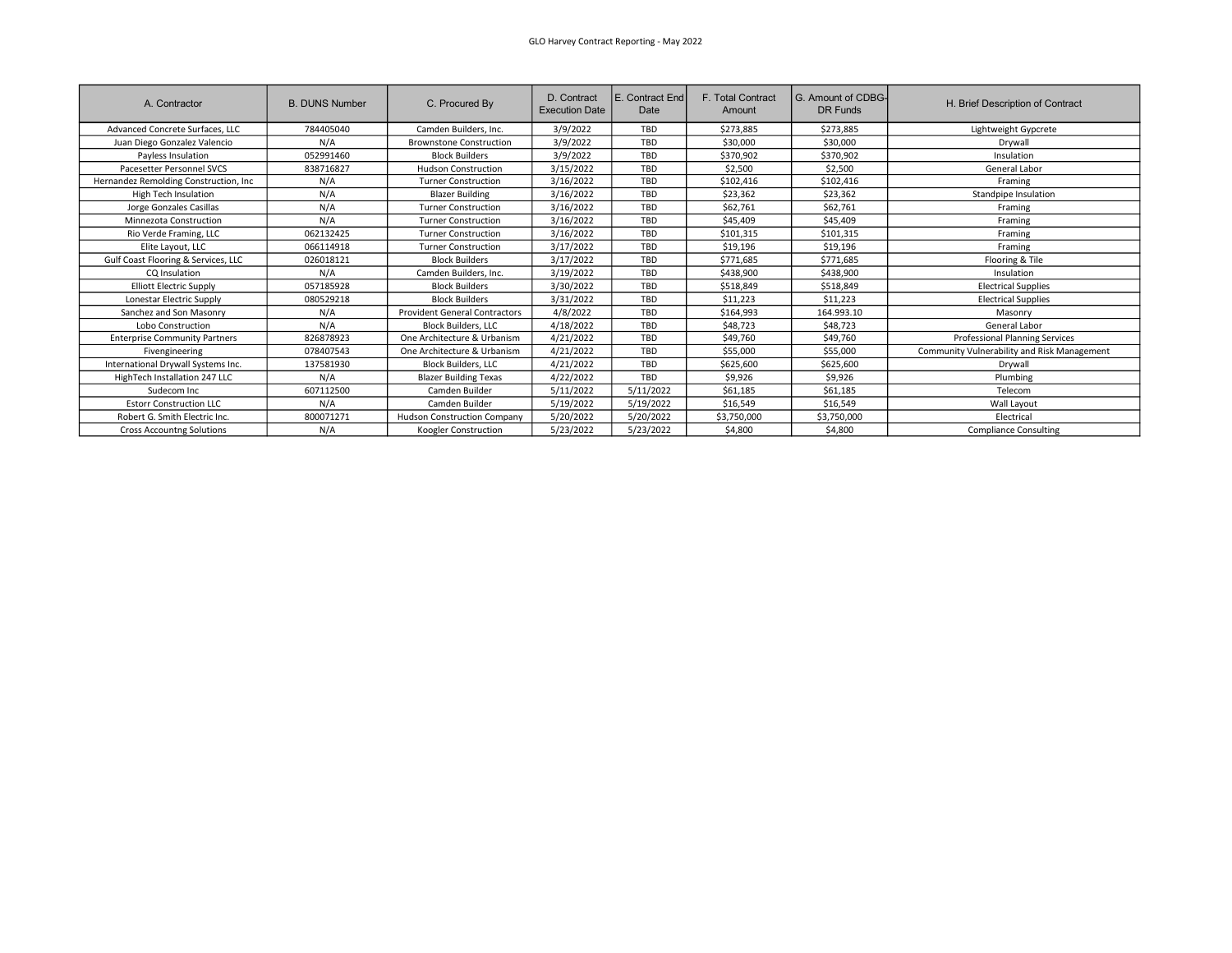GLO Harvey Contract Reporting - May 2022

| A. Contractor | B. DUNS Number | C. Procured By | D. Contract Execution Date | E. Contract End Date | F. Total Contract Amount | G. Amount of CDBG-DR Funds | H. Brief Description of Contract |
|---|---|---|---|---|---|---|---|
| Advanced Concrete Surfaces, LLC | 784405040 | Camden Builders, Inc. | 3/9/2022 | TBD | $273,885 | $273,885 | Lightweight Gypcrete |
| Juan Diego Gonzalez Valencio | N/A | Brownstone Construction | 3/9/2022 | TBD | $30,000 | $30,000 | Drywall |
| Payless Insulation | 052991460 | Block Builders | 3/9/2022 | TBD | $370,902 | $370,902 | Insulation |
| Pacesetter Personnel SVCS | 838716827 | Hudson Construction | 3/15/2022 | TBD | $2,500 | $2,500 | General Labor |
| Hernandez Remolding Construction, Inc | N/A | Turner Construction | 3/16/2022 | TBD | $102,416 | $102,416 | Framing |
| High Tech Insulation | N/A | Blazer Building | 3/16/2022 | TBD | $23,362 | $23,362 | Standpipe Insulation |
| Jorge Gonzales Casillas | N/A | Turner Construction | 3/16/2022 | TBD | $62,761 | $62,761 | Framing |
| Minnezota Construction | N/A | Turner Construction | 3/16/2022 | TBD | $45,409 | $45,409 | Framing |
| Rio Verde Framing, LLC | 062132425 | Turner Construction | 3/16/2022 | TBD | $101,315 | $101,315 | Framing |
| Elite Layout, LLC | 066114918 | Turner Construction | 3/17/2022 | TBD | $19,196 | $19,196 | Framing |
| Gulf Coast Flooring & Services, LLC | 026018121 | Block Builders | 3/17/2022 | TBD | $771,685 | $771,685 | Flooring & Tile |
| CQ Insulation | N/A | Camden Builders, Inc. | 3/19/2022 | TBD | $438,900 | $438,900 | Insulation |
| Elliott Electric Supply | 057185928 | Block Builders | 3/30/2022 | TBD | $518,849 | $518,849 | Electrical Supplies |
| Lonestar Electric Supply | 080529218 | Block Builders | 3/31/2022 | TBD | $11,223 | $11,223 | Electrical Supplies |
| Sanchez and Son Masonry | N/A | Provident General Contractors | 4/8/2022 | TBD | $164,993 | 164.993.10 | Masonry |
| Lobo Construction | N/A | Block Builders, LLC | 4/18/2022 | TBD | $48,723 | $48,723 | General Labor |
| Enterprise Community Partners | 826878923 | One Architecture & Urbanism | 4/21/2022 | TBD | $49,760 | $49,760 | Professional Planning Services |
| Fivengineering | 078407543 | One Architecture & Urbanism | 4/21/2022 | TBD | $55,000 | $55,000 | Community Vulnerability and Risk Management |
| International Drywall Systems Inc. | 137581930 | Block Builders, LLC | 4/21/2022 | TBD | $625,600 | $625,600 | Drywall |
| HighTech Installation 247 LLC | N/A | Blazer Building Texas | 4/22/2022 | TBD | $9,926 | $9,926 | Plumbing |
| Sudecom Inc | 607112500 | Camden Builder | 5/11/2022 | 5/11/2022 | $61,185 | $61,185 | Telecom |
| Estorr Construction LLC | N/A | Camden Builder | 5/19/2022 | 5/19/2022 | $16,549 | $16,549 | Wall Layout |
| Robert G. Smith Electric Inc. | 800071271 | Hudson Construction Company | 5/20/2022 | 5/20/2022 | $3,750,000 | $3,750,000 | Electrical |
| Cross Accountng Solutions | N/A | Koogler Construction | 5/23/2022 | 5/23/2022 | $4,800 | $4,800 | Compliance Consulting |